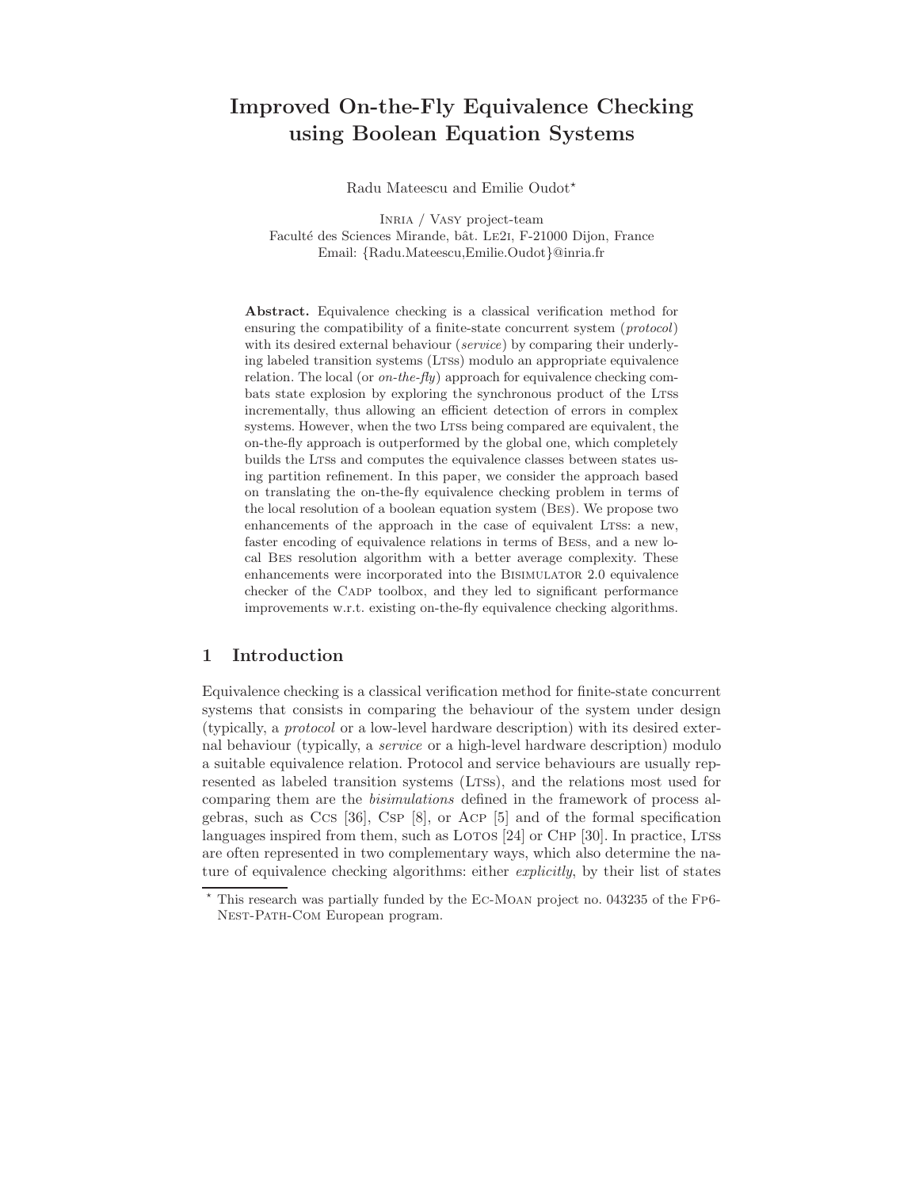# Improved On-the-Fly Equivalence Checking using Boolean Equation Systems

Radu Mateescu and Emilie Oudot*

INRIA / VASY project-team
Faculté des Sciences Mirande, bât. LE2I, F-21000 Dijon, France
Email: {Radu.Mateescu,Emilie.Oudot}@inria.fr

**Abstract.** Equivalence checking is a classical verification method for ensuring the compatibility of a finite-state concurrent system (*protocol*) with its desired external behaviour (*service*) by comparing their underlying labeled transition systems (LTSs) modulo an appropriate equivalence relation. The local (or *on-the-fly*) approach for equivalence checking combats state explosion by exploring the synchronous product of the LTSs incrementally, thus allowing an efficient detection of errors in complex systems. However, when the two LTSs being compared are equivalent, the on-the-fly approach is outperformed by the global one, which completely builds the LTSs and computes the equivalence classes between states using partition refinement. In this paper, we consider the approach based on translating the on-the-fly equivalence checking problem in terms of the local resolution of a boolean equation system (BES). We propose two enhancements of the approach in the case of equivalent LTSs: a new, faster encoding of equivalence relations in terms of BESs, and a new local BES resolution algorithm with a better average complexity. These enhancements were incorporated into the BISIMULATOR 2.0 equivalence checker of the CADP toolbox, and they led to significant performance improvements w.r.t. existing on-the-fly equivalence checking algorithms.

## 1 Introduction

Equivalence checking is a classical verification method for finite-state concurrent systems that consists in comparing the behaviour of the system under design (typically, a *protocol* or a low-level hardware description) with its desired external behaviour (typically, a *service* or a high-level hardware description) modulo a suitable equivalence relation. Protocol and service behaviours are usually represented as labeled transition systems (LTSs), and the relations most used for comparing them are the *bisimulations* defined in the framework of process algebras, such as CCS [36], CSP [8], or ACP [5] and of the formal specification languages inspired from them, such as LOTOS [24] or CHP [30]. In practice, LTSs are often represented in two complementary ways, which also determine the nature of equivalence checking algorithms: either *explicitly*, by their list of states

* This research was partially funded by the EC-MOAN project no. 043235 of the FP6-NEST-PATH-COM European program.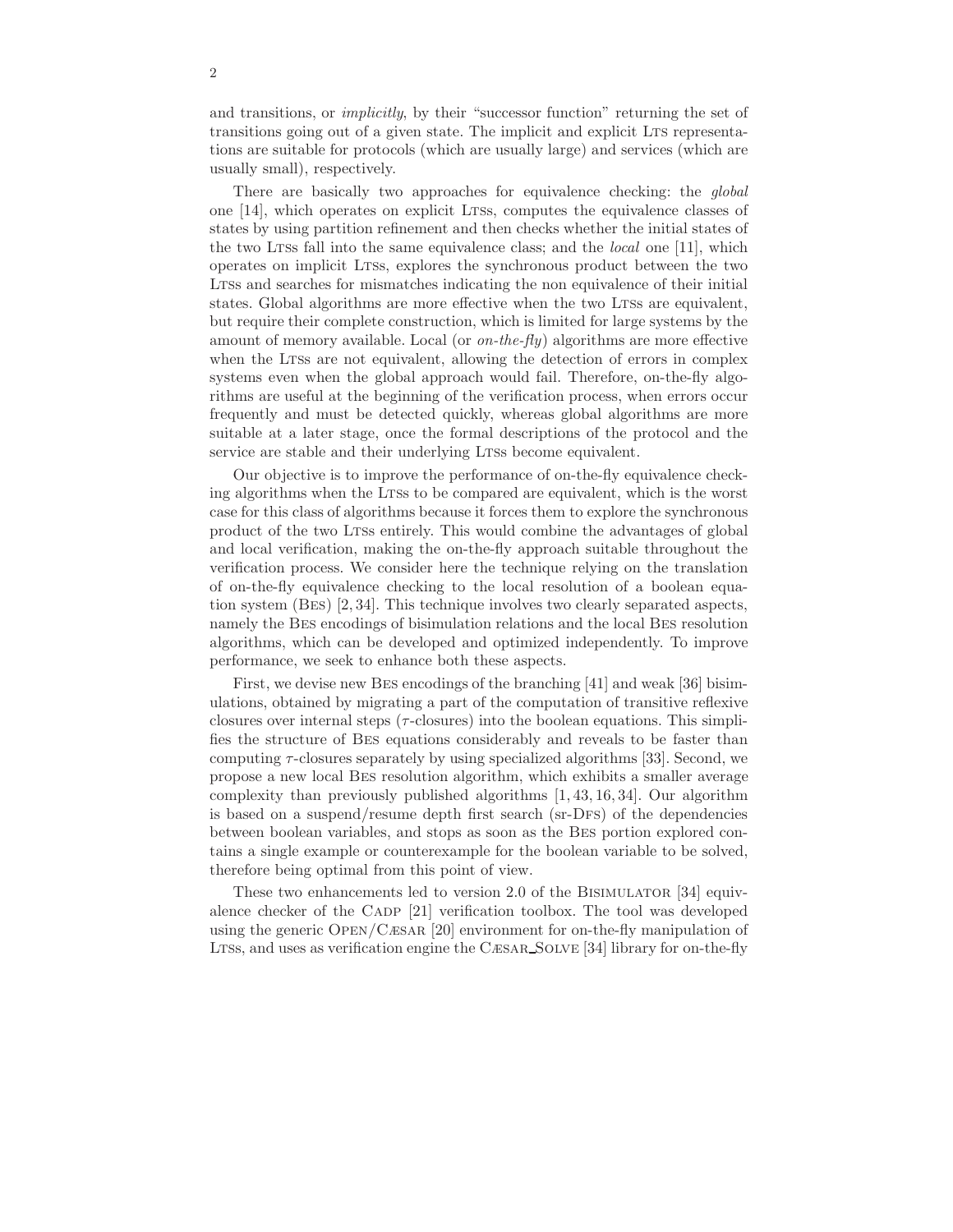and transitions, or *implicitly*, by their "successor function" returning the set of transitions going out of a given state. The implicit and explicit LTS representations are suitable for protocols (which are usually large) and services (which are usually small), respectively.

There are basically two approaches for equivalence checking: the *global* one [14], which operates on explicit LTSs, computes the equivalence classes of states by using partition refinement and then checks whether the initial states of the two LTSs fall into the same equivalence class; and the *local* one [11], which operates on implicit LTSs, explores the synchronous product between the two LTSs and searches for mismatches indicating the non equivalence of their initial states. Global algorithms are more effective when the two LTSs are equivalent, but require their complete construction, which is limited for large systems by the amount of memory available. Local (or *on-the-fly*) algorithms are more effective when the LTSs are not equivalent, allowing the detection of errors in complex systems even when the global approach would fail. Therefore, on-the-fly algorithms are useful at the beginning of the verification process, when errors occur frequently and must be detected quickly, whereas global algorithms are more suitable at a later stage, once the formal descriptions of the protocol and the service are stable and their underlying LTSs become equivalent.

Our objective is to improve the performance of on-the-fly equivalence checking algorithms when the LTSs to be compared are equivalent, which is the worst case for this class of algorithms because it forces them to explore the synchronous product of the two LTSs entirely. This would combine the advantages of global and local verification, making the on-the-fly approach suitable throughout the verification process. We consider here the technique relying on the translation of on-the-fly equivalence checking to the local resolution of a boolean equation system (BES) [2, 34]. This technique involves two clearly separated aspects, namely the BES encodings of bisimulation relations and the local BES resolution algorithms, which can be developed and optimized independently. To improve performance, we seek to enhance both these aspects.

First, we devise new BES encodings of the branching [41] and weak [36] bisimulations, obtained by migrating a part of the computation of transitive reflexive closures over internal steps ($\tau$-closures) into the boolean equations. This simplifies the structure of BES equations considerably and reveals to be faster than computing $\tau$-closures separately by using specialized algorithms [33]. Second, we propose a new local BES resolution algorithm, which exhibits a smaller average complexity than previously published algorithms [1, 43, 16, 34]. Our algorithm is based on a suspend/resume depth first search (sr-DFS) of the dependencies between boolean variables, and stops as soon as the BES portion explored contains a single example or counterexample for the boolean variable to be solved, therefore being optimal from this point of view.

These two enhancements led to version 2.0 of the BISIMULATOR [34] equivalence checker of the CADP [21] verification toolbox. The tool was developed using the generic OPEN/CÆSAR [20] environment for on-the-fly manipulation of LTSs, and uses as verification engine the CÆSAR_SOLVE [34] library for on-the-fly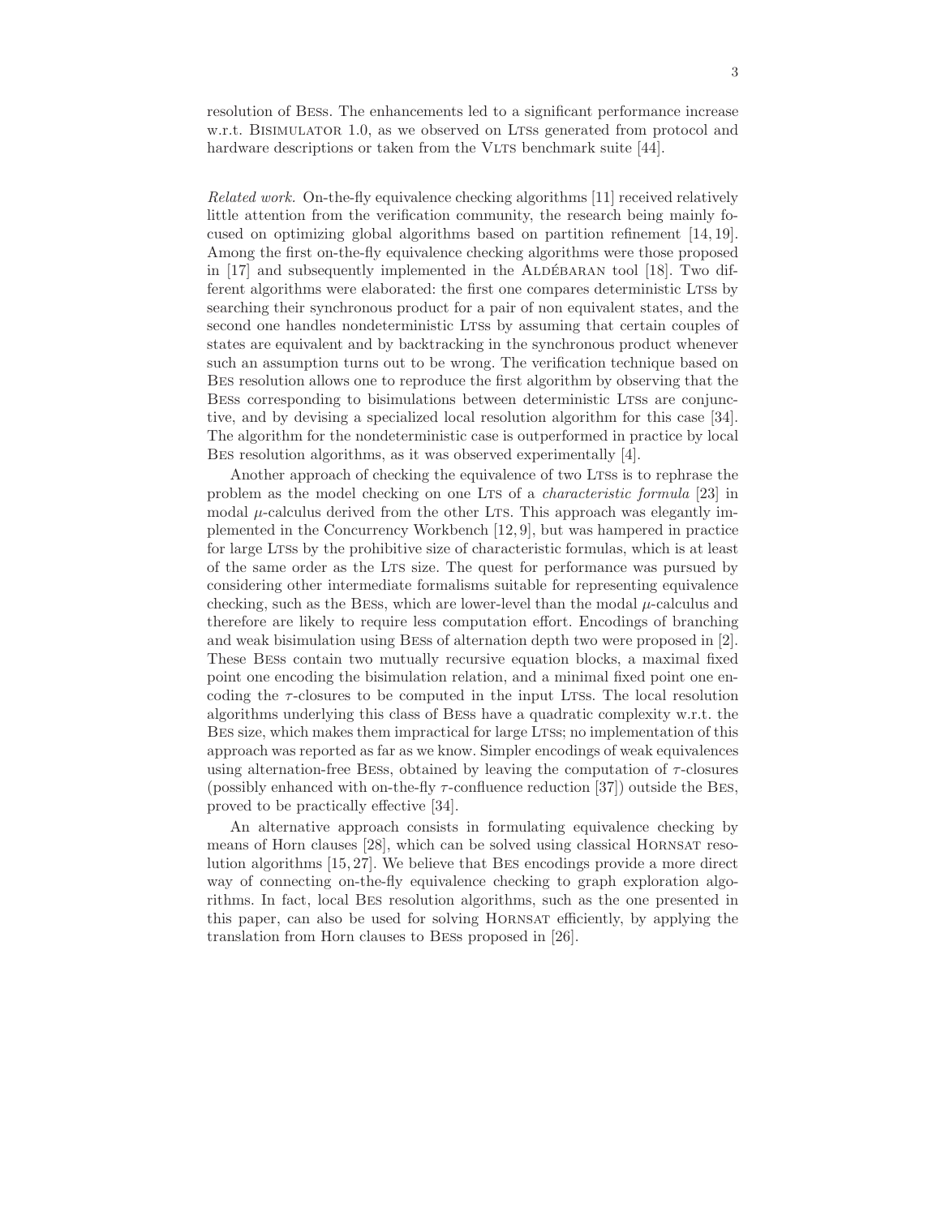resolution of BESs. The enhancements led to a significant performance increase w.r.t. BISIMULATOR 1.0, as we observed on LTSs generated from protocol and hardware descriptions or taken from the VLTS benchmark suite [44].

*Related work.* On-the-fly equivalence checking algorithms [11] received relatively little attention from the verification community, the research being mainly focused on optimizing global algorithms based on partition refinement [14, 19]. Among the first on-the-fly equivalence checking algorithms were those proposed in [17] and subsequently implemented in the ALDÉBARAN tool [18]. Two different algorithms were elaborated: the first one compares deterministic LTSs by searching their synchronous product for a pair of non equivalent states, and the second one handles nondeterministic LTSs by assuming that certain couples of states are equivalent and by backtracking in the synchronous product whenever such an assumption turns out to be wrong. The verification technique based on BES resolution allows one to reproduce the first algorithm by observing that the BESs corresponding to bisimulations between deterministic LTSs are conjunctive, and by devising a specialized local resolution algorithm for this case [34]. The algorithm for the nondeterministic case is outperformed in practice by local BES resolution algorithms, as it was observed experimentally [4].

Another approach of checking the equivalence of two LTSs is to rephrase the problem as the model checking on one LTS of a *characteristic formula* [23] in modal $\mu$-calculus derived from the other LTS. This approach was elegantly implemented in the Concurrency Workbench [12, 9], but was hampered in practice for large LTSs by the prohibitive size of characteristic formulas, which is at least of the same order as the LTS size. The quest for performance was pursued by considering other intermediate formalisms suitable for representing equivalence checking, such as the BESs, which are lower-level than the modal $\mu$-calculus and therefore are likely to require less computation effort. Encodings of branching and weak bisimulation using BESs of alternation depth two were proposed in [2]. These BESs contain two mutually recursive equation blocks, a maximal fixed point one encoding the bisimulation relation, and a minimal fixed point one encoding the $\tau$-closures to be computed in the input LTSs. The local resolution algorithms underlying this class of BESs have a quadratic complexity w.r.t. the BES size, which makes them impractical for large LTSs; no implementation of this approach was reported as far as we know. Simpler encodings of weak equivalences using alternation-free BESs, obtained by leaving the computation of $\tau$-closures (possibly enhanced with on-the-fly $\tau$-confluence reduction [37]) outside the BES, proved to be practically effective [34].

An alternative approach consists in formulating equivalence checking by means of Horn clauses [28], which can be solved using classical HORNSAT resolution algorithms [15, 27]. We believe that BES encodings provide a more direct way of connecting on-the-fly equivalence checking to graph exploration algorithms. In fact, local BES resolution algorithms, such as the one presented in this paper, can also be used for solving HORNSAT efficiently, by applying the translation from Horn clauses to BESs proposed in [26].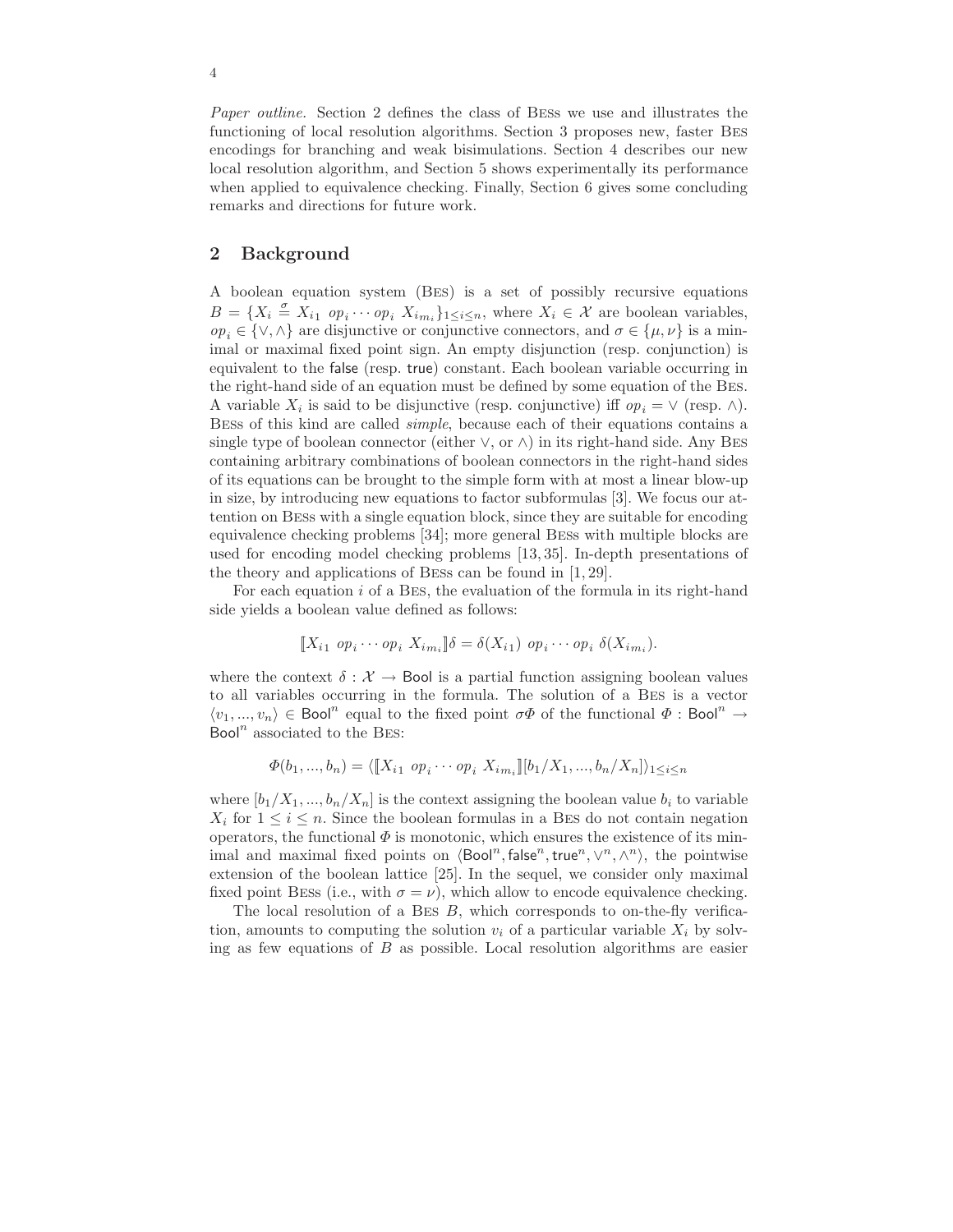*Paper outline.* Section 2 defines the class of Bess we use and illustrates the functioning of local resolution algorithms. Section 3 proposes new, faster Bes encodings for branching and weak bisimulations. Section 4 describes our new local resolution algorithm, and Section 5 shows experimentally its performance when applied to equivalence checking. Finally, Section 6 gives some concluding remarks and directions for future work.

## 2 Background

A boolean equation system (Bes) is a set of possibly recursive equations $B = \{X_i \overset{\sigma}{=} X_{i1}\ op_i \cdots op_i\ X_{im_i}\}_{1 \leq i \leq n}$, where $X_i \in \mathcal{X}$ are boolean variables, $op_i \in \{\vee, \wedge\}$ are disjunctive or conjunctive connectors, and $\sigma \in \{\mu, \nu\}$ is a minimal or maximal fixed point sign. An empty disjunction (resp. conjunction) is equivalent to the false (resp. true) constant. Each boolean variable occurring in the right-hand side of an equation must be defined by some equation of the Bes. A variable $X_i$ is said to be disjunctive (resp. conjunctive) iff $op_i = \vee$ (resp. $\wedge$). Bess of this kind are called *simple*, because each of their equations contains a single type of boolean connector (either $\vee$, or $\wedge$) in its right-hand side. Any Bes containing arbitrary combinations of boolean connectors in the right-hand sides of its equations can be brought to the simple form with at most a linear blow-up in size, by introducing new equations to factor subformulas [3]. We focus our attention on Bess with a single equation block, since they are suitable for encoding equivalence checking problems [34]; more general Bess with multiple blocks are used for encoding model checking problems [13, 35]. In-depth presentations of the theory and applications of Bess can be found in [1, 29].

For each equation $i$ of a Bes, the evaluation of the formula in its right-hand side yields a boolean value defined as follows:

$$[\![X_{i1}\ op_i \cdots op_i\ X_{im_i}]\!]\delta = \delta(X_{i1})\ op_i \cdots op_i\ \delta(X_{im_i}).$$

where the context $\delta : \mathcal{X} \to \mathsf{Bool}$ is a partial function assigning boolean values to all variables occurring in the formula. The solution of a Bes is a vector $\langle v_1, ..., v_n \rangle \in \mathsf{Bool}^n$ equal to the fixed point $\sigma\Phi$ of the functional $\Phi : \mathsf{Bool}^n \to \mathsf{Bool}^n$ associated to the Bes:

$$\Phi(b_1, ..., b_n) = \langle [\![X_{i1}\ op_i \cdots op_i\ X_{im_i}]\!][b_1/X_1, ..., b_n/X_n] \rangle_{1 \leq i \leq n}$$

where $[b_1/X_1, ..., b_n/X_n]$ is the context assigning the boolean value $b_i$ to variable $X_i$ for $1 \leq i \leq n$. Since the boolean formulas in a Bes do not contain negation operators, the functional $\Phi$ is monotonic, which ensures the existence of its minimal and maximal fixed points on $\langle \mathsf{Bool}^n, \mathsf{false}^n, \mathsf{true}^n, \vee^n, \wedge^n \rangle$, the pointwise extension of the boolean lattice [25]. In the sequel, we consider only maximal fixed point Bess (i.e., with $\sigma = \nu$), which allow to encode equivalence checking.

The local resolution of a Bes $B$, which corresponds to on-the-fly verification, amounts to computing the solution $v_i$ of a particular variable $X_i$ by solving as few equations of $B$ as possible. Local resolution algorithms are easier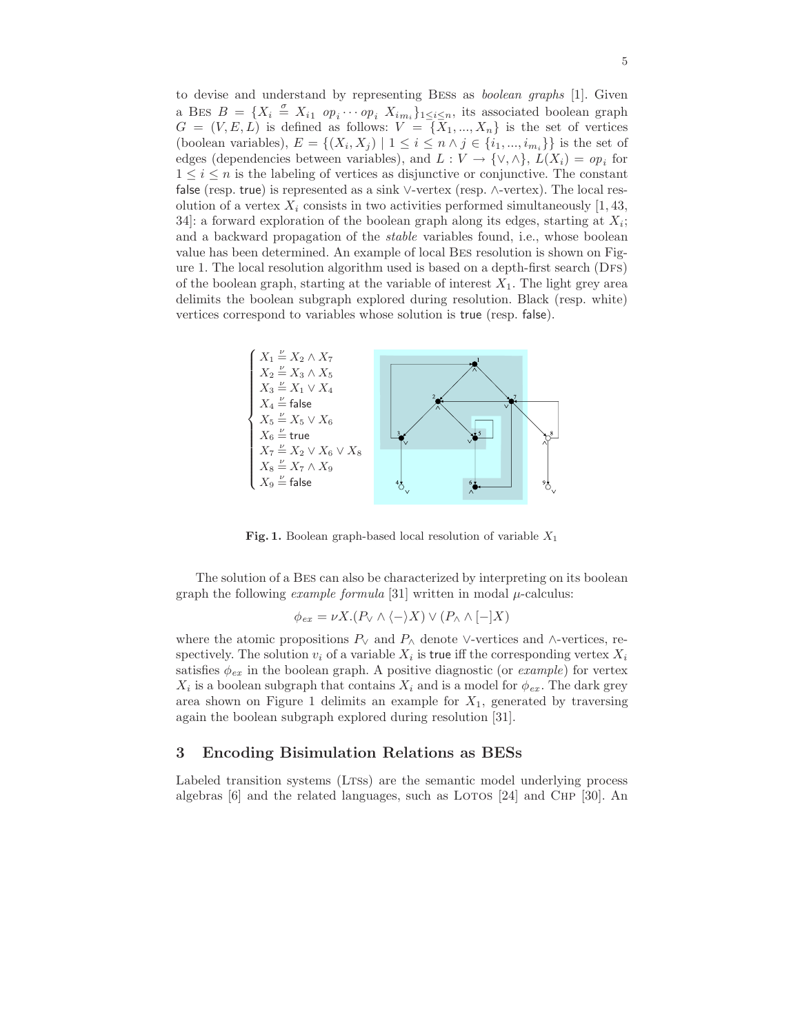to devise and understand by representing BESs as *boolean graphs* [1]. Given a BES $B = \{X_i \stackrel{\sigma}{=} X_{i1}\ op_i \cdots op_i\ X_{im_i}\}_{1 \leq i \leq n}$, its associated boolean graph $G = (V, E, L)$ is defined as follows: $V = \{X_1, ..., X_n\}$ is the set of vertices (boolean variables), $E = \{(X_i, X_j) \mid 1 \leq i \leq n \wedge j \in \{i_1, ..., i_{m_i}\}\}$ is the set of edges (dependencies between variables), and $L : V \rightarrow \{\vee, \wedge\}$, $L(X_i) = op_i$ for $1 \leq i \leq n$ is the labeling of vertices as disjunctive or conjunctive. The constant false (resp. true) is represented as a sink $\vee$-vertex (resp. $\wedge$-vertex). The local resolution of a vertex $X_i$ consists in two activities performed simultaneously [1, 43, 34]: a forward exploration of the boolean graph along its edges, starting at $X_i$; and a backward propagation of the *stable* variables found, i.e., whose boolean value has been determined. An example of local BES resolution is shown on Figure 1. The local resolution algorithm used is based on a depth-first search (DFS) of the boolean graph, starting at the variable of interest $X_1$. The light grey area delimits the boolean subgraph explored during resolution. Black (resp. white) vertices correspond to variables whose solution is true (resp. false).

$$
\begin{cases}
X_1 \stackrel{\nu}{=} X_2 \wedge X_7 \\
X_2 \stackrel{\nu}{=} X_3 \wedge X_5 \\
X_3 \stackrel{\nu}{=} X_1 \vee X_4 \\
X_4 \stackrel{\nu}{=} \mathsf{false} \\
X_5 \stackrel{\nu}{=} X_5 \vee X_6 \\
X_6 \stackrel{\nu}{=} \mathsf{true} \\
X_7 \stackrel{\nu}{=} X_2 \vee X_6 \vee X_8 \\
X_8 \stackrel{\nu}{=} X_7 \wedge X_9 \\
X_9 \stackrel{\nu}{=} \mathsf{false}
\end{cases}
$$

**Fig. 1.** Boolean graph-based local resolution of variable $X_1$

The solution of a BES can also be characterized by interpreting on its boolean graph the following *example formula* [31] written in modal $\mu$-calculus:

$$\phi_{ex} = \nu X.(P_\vee \wedge \langle - \rangle X) \vee (P_\wedge \wedge [-]X)$$

where the atomic propositions $P_\vee$ and $P_\wedge$ denote $\vee$-vertices and $\wedge$-vertices, respectively. The solution $v_i$ of a variable $X_i$ is true iff the corresponding vertex $X_i$ satisfies $\phi_{ex}$ in the boolean graph. A positive diagnostic (or *example*) for vertex $X_i$ is a boolean subgraph that contains $X_i$ and is a model for $\phi_{ex}$. The dark grey area shown on Figure 1 delimits an example for $X_1$, generated by traversing again the boolean subgraph explored during resolution [31].

## 3 Encoding Bisimulation Relations as BESs

Labeled transition systems (LTSs) are the semantic model underlying process algebras [6] and the related languages, such as LOTOS [24] and CHP [30]. An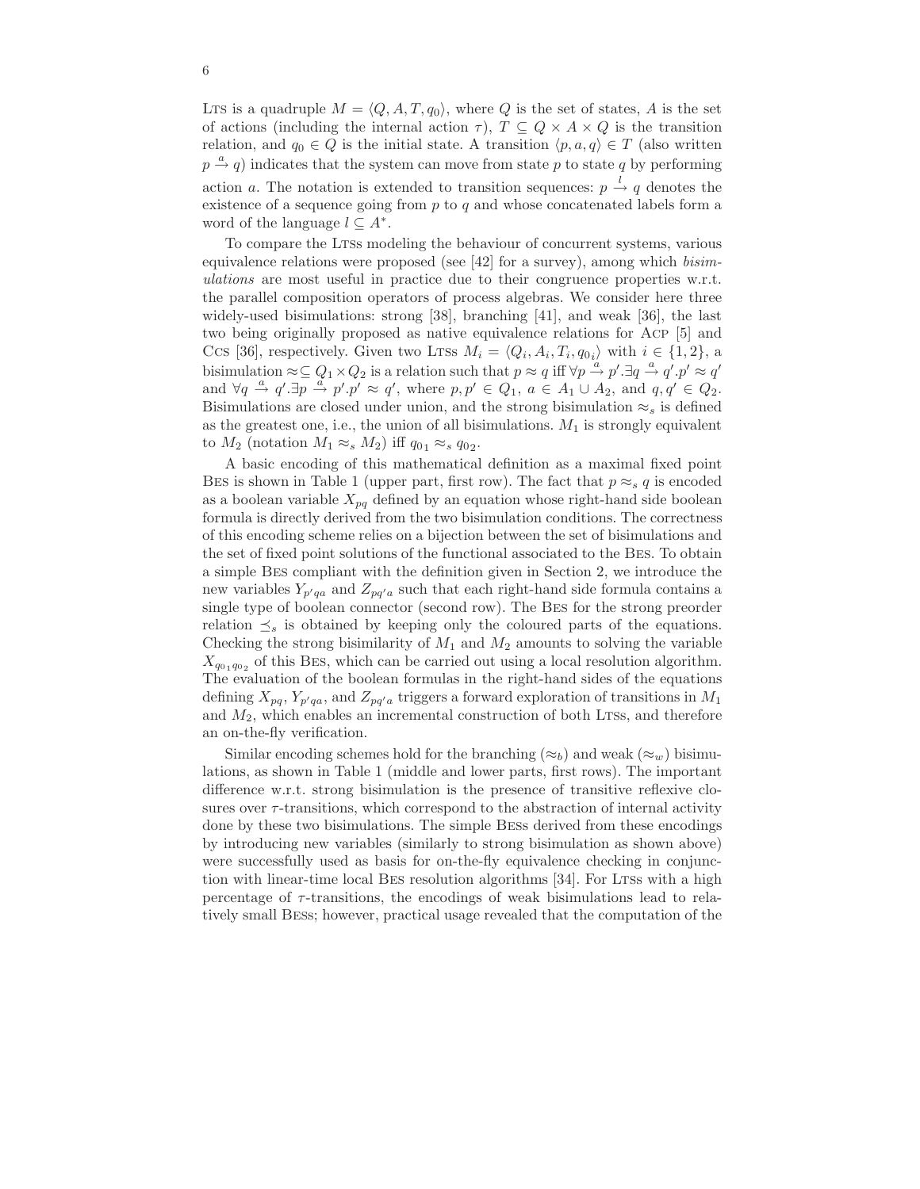LTS is a quadruple $M = \langle Q, A, T, q_0 \rangle$, where $Q$ is the set of states, $A$ is the set of actions (including the internal action $\tau$), $T \subseteq Q \times A \times Q$ is the transition relation, and $q_0 \in Q$ is the initial state. A transition $\langle p, a, q \rangle \in T$ (also written $p \xrightarrow{a} q$) indicates that the system can move from state $p$ to state $q$ by performing action $a$. The notation is extended to transition sequences: $p \xrightarrow{l} q$ denotes the existence of a sequence going from $p$ to $q$ and whose concatenated labels form a word of the language $l \subseteq A^*$.

To compare the LTSs modeling the behaviour of concurrent systems, various equivalence relations were proposed (see [42] for a survey), among which *bisimulations* are most useful in practice due to their congruence properties w.r.t. the parallel composition operators of process algebras. We consider here three widely-used bisimulations: strong [38], branching [41], and weak [36], the last two being originally proposed as native equivalence relations for ACP [5] and CCS [36], respectively. Given two LTSs $M_i = \langle Q_i, A_i, T_i, q_{0i} \rangle$ with $i \in \{1, 2\}$, a bisimulation $\approx \subseteq Q_1 \times Q_2$ is a relation such that $p \approx q$ iff $\forall p \xrightarrow{a} p'.\exists q \xrightarrow{a} q'.p' \approx q'$ and $\forall q \xrightarrow{a} q'.\exists p \xrightarrow{a} p'.p' \approx q'$, where $p, p' \in Q_1$, $a \in A_1 \cup A_2$, and $q, q' \in Q_2$. Bisimulations are closed under union, and the strong bisimulation $\approx_s$ is defined as the greatest one, i.e., the union of all bisimulations. $M_1$ is strongly equivalent to $M_2$ (notation $M_1 \approx_s M_2$) iff $q_{01} \approx_s q_{02}$.

A basic encoding of this mathematical definition as a maximal fixed point BES is shown in Table 1 (upper part, first row). The fact that $p \approx_s q$ is encoded as a boolean variable $X_{pq}$ defined by an equation whose right-hand side boolean formula is directly derived from the two bisimulation conditions. The correctness of this encoding scheme relies on a bijection between the set of bisimulations and the set of fixed point solutions of the functional associated to the BES. To obtain a simple BES compliant with the definition given in Section 2, we introduce the new variables $Y_{p'qa}$ and $Z_{pq'a}$ such that each right-hand side formula contains a single type of boolean connector (second row). The BES for the strong preorder relation $\preceq_s$ is obtained by keeping only the coloured parts of the equations. Checking the strong bisimilarity of $M_1$ and $M_2$ amounts to solving the variable $X_{q_{01}q_{02}}$ of this BES, which can be carried out using a local resolution algorithm. The evaluation of the boolean formulas in the right-hand sides of the equations defining $X_{pq}$, $Y_{p'qa}$, and $Z_{pq'a}$ triggers a forward exploration of transitions in $M_1$ and $M_2$, which enables an incremental construction of both LTSs, and therefore an on-the-fly verification.

Similar encoding schemes hold for the branching ($\approx_b$) and weak ($\approx_w$) bisimulations, as shown in Table 1 (middle and lower parts, first rows). The important difference w.r.t. strong bisimulation is the presence of transitive reflexive closures over $\tau$-transitions, which correspond to the abstraction of internal activity done by these two bisimulations. The simple BESs derived from these encodings by introducing new variables (similarly to strong bisimulation as shown above) were successfully used as basis for on-the-fly equivalence checking in conjunction with linear-time local BES resolution algorithms [34]. For LTSs with a high percentage of $\tau$-transitions, the encodings of weak bisimulations lead to relatively small BESs; however, practical usage revealed that the computation of the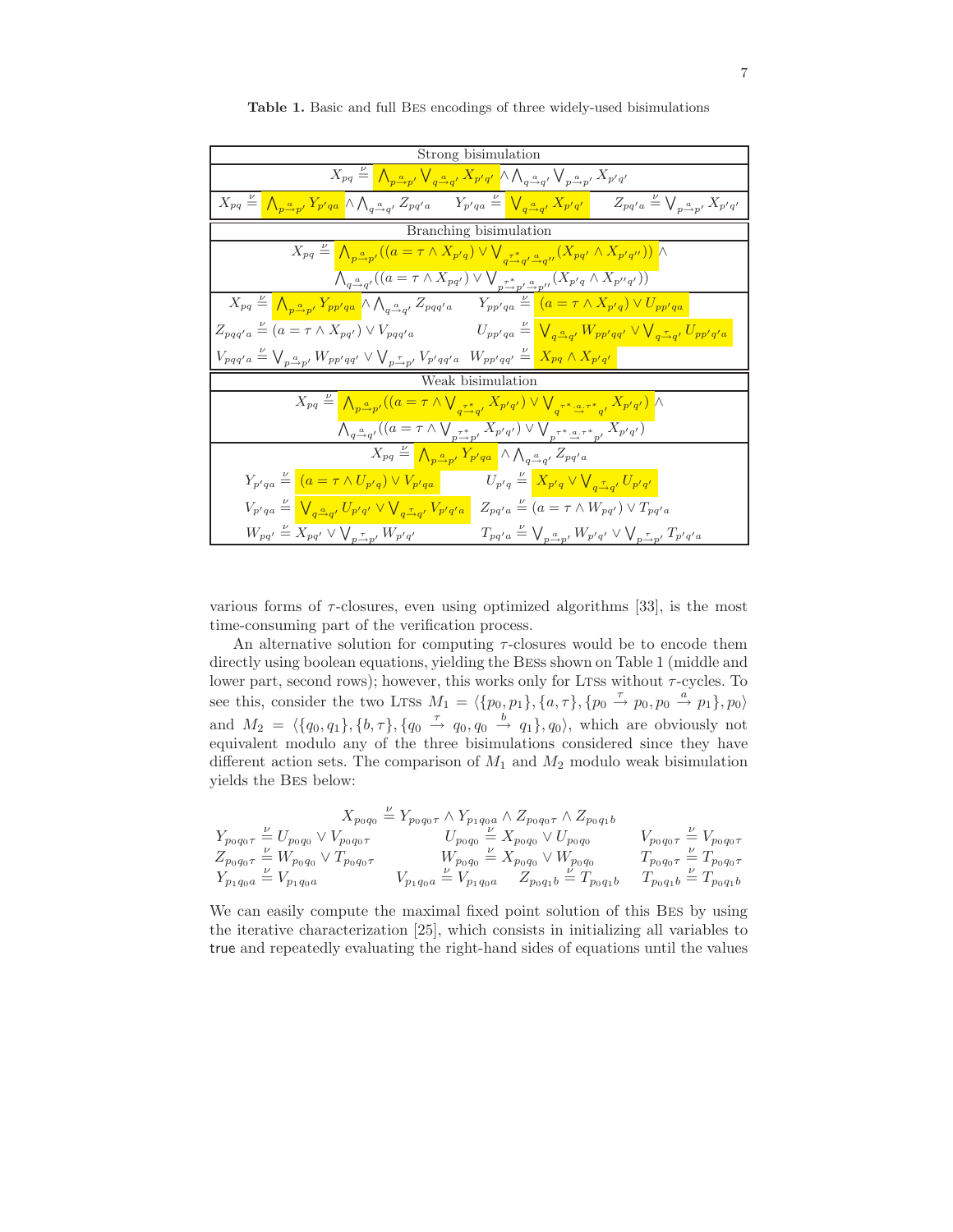**Table 1.** Basic and full BES encodings of three widely-used bisimulations

| Strong bisimulation | |
|---|---|
| $X_{pq} \stackrel{\nu}{=} \bigwedge_{p \xrightarrow{a} p'} \bigvee_{q \xrightarrow{a} q'} X_{p'q'} \wedge \bigwedge_{q \xrightarrow{a} q'} \bigvee_{p \xrightarrow{a} p'} X_{p'q'}$ | |
| $X_{pq} \stackrel{\nu}{=} \bigwedge_{p \xrightarrow{a} p'} Y_{p'qa} \wedge \bigwedge_{q \xrightarrow{a} q'} Z_{pq'a}$ $\quad Y_{p'qa} \stackrel{\nu}{=} \bigvee_{q \xrightarrow{a} q'} X_{p'q'}$ | $Z_{pq'a} \stackrel{\nu}{=} \bigvee_{p \xrightarrow{a} p'} X_{p'q'}$ |
| **Branching bisimulation** | |
| $X_{pq} \stackrel{\nu}{=} \bigwedge_{p \xrightarrow{a} p'} ((a = \tau \wedge X_{p'q}) \vee \bigvee_{q \xrightarrow{\tau^*} q' \xrightarrow{a} q''} (X_{pq'} \wedge X_{p'q''})) \wedge$ $\bigwedge_{q \xrightarrow{a} q'} ((a = \tau \wedge X_{pq'}) \vee \bigvee_{p \xrightarrow{\tau^*} p' \xrightarrow{a} p''} (X_{p'q} \wedge X_{p''q'}))$ | |
| $X_{pq} \stackrel{\nu}{=} \bigwedge_{p \xrightarrow{a} p'} Y_{pp'qa} \wedge \bigwedge_{q \xrightarrow{a} q'} Z_{pqq'a}$ | $Y_{pp'qa} \stackrel{\nu}{=} (a = \tau \wedge X_{p'q}) \vee U_{pp'qa}$ |
| $Z_{pqq'a} \stackrel{\nu}{=} (a = \tau \wedge X_{pq'}) \vee V_{pqq'a}$ | $U_{pp'qa} \stackrel{\nu}{=} \bigvee_{q \xrightarrow{a} q'} W_{pp'qq'} \vee \bigvee_{q \xrightarrow{\tau} q'} U_{pp'q'a}$ |
| $V_{pqq'a} \stackrel{\nu}{=} \bigvee_{p \xrightarrow{a} p'} W_{pp'qq'} \vee \bigvee_{p \xrightarrow{\tau} p'} V_{p'qq'a}$ | $W_{pp'qq'} \stackrel{\nu}{=} X_{pq} \wedge X_{p'q'}$ |
| **Weak bisimulation** | |
| $X_{pq} \stackrel{\nu}{=} \bigwedge_{p \xrightarrow{a} p'} ((a = \tau \wedge \bigvee_{q \xrightarrow{\tau^*} q'} X_{p'q'}) \vee \bigvee_{q \xrightarrow{\tau^*.a.\tau^*} q'} X_{p'q'}) \wedge$ $\bigwedge_{q \xrightarrow{a} q'} ((a = \tau \wedge \bigvee_{p \xrightarrow{\tau^*} p'} X_{p'q'}) \vee \bigvee_{p \xrightarrow{\tau^*.a.\tau^*} p'} X_{p'q'})$ | |
| $X_{pq} \stackrel{\nu}{=} \bigwedge_{p \xrightarrow{a} p'} Y_{p'qa} \wedge \bigwedge_{q \xrightarrow{a} q'} Z_{pq'a}$ | |
| $Y_{p'qa} \stackrel{\nu}{=} (a = \tau \wedge U_{p'q}) \vee V_{p'qa}$ | $U_{p'q} \stackrel{\nu}{=} X_{p'q} \vee \bigvee_{q \xrightarrow{\tau} q'} U_{p'q'}$ |
| $V_{p'qa} \stackrel{\nu}{=} \bigvee_{q \xrightarrow{a} q'} U_{p'q'} \vee \bigvee_{q \xrightarrow{\tau} q'} V_{p'q'a}$ | $Z_{pq'a} \stackrel{\nu}{=} (a = \tau \wedge W_{pq'}) \vee T_{pq'a}$ |
| $W_{pq'} \stackrel{\nu}{=} X_{pq'} \vee \bigvee_{p \xrightarrow{\tau} p'} W_{p'q'}$ | $T_{pq'a} \stackrel{\nu}{=} \bigvee_{p \xrightarrow{a} p'} W_{p'q'} \vee \bigvee_{p \xrightarrow{\tau} p'} T_{p'q'a}$ |

various forms of $\tau$-closures, even using optimized algorithms [33], is the most time-consuming part of the verification process.

An alternative solution for computing $\tau$-closures would be to encode them directly using boolean equations, yielding the BESs shown on Table 1 (middle and lower part, second rows); however, this works only for LTSs without $\tau$-cycles. To see this, consider the two LTSs $M_1 = \langle \{p_0, p_1\}, \{a, \tau\}, \{p_0 \xrightarrow{\tau} p_0, p_0 \xrightarrow{a} p_1\}, p_0 \rangle$ and $M_2 = \langle \{q_0, q_1\}, \{b, \tau\}, \{q_0 \xrightarrow{\tau} q_0, q_0 \xrightarrow{b} q_1\}, q_0 \rangle$, which are obviously not equivalent modulo any of the three bisimulations considered since they have different action sets. The comparison of $M_1$ and $M_2$ modulo weak bisimulation yields the BES below:

$$X_{p_0q_0} \stackrel{\nu}{=} Y_{p_0q_0\tau} \wedge Y_{p_1q_0a} \wedge Z_{p_0q_0\tau} \wedge Z_{p_0q_1b}$$

$$\begin{array}{lll}
Y_{p_0q_0\tau} \stackrel{\nu}{=} U_{p_0q_0} \vee V_{p_0q_0\tau} & U_{p_0q_0} \stackrel{\nu}{=} X_{p_0q_0} \vee U_{p_0q_0} & V_{p_0q_0\tau} \stackrel{\nu}{=} V_{p_0q_0\tau} \\
Z_{p_0q_0\tau} \stackrel{\nu}{=} W_{p_0q_0} \vee T_{p_0q_0\tau} & W_{p_0q_0} \stackrel{\nu}{=} X_{p_0q_0} \vee W_{p_0q_0} & T_{p_0q_0\tau} \stackrel{\nu}{=} T_{p_0q_0\tau} \\
Y_{p_1q_0a} \stackrel{\nu}{=} V_{p_1q_0a} & V_{p_1q_0a} \stackrel{\nu}{=} V_{p_1q_0a} \quad Z_{p_0q_1b} \stackrel{\nu}{=} T_{p_0q_1b} & T_{p_0q_1b} \stackrel{\nu}{=} T_{p_0q_1b}
\end{array}$$

We can easily compute the maximal fixed point solution of this BES by using the iterative characterization [25], which consists in initializing all variables to true and repeatedly evaluating the right-hand sides of equations until the values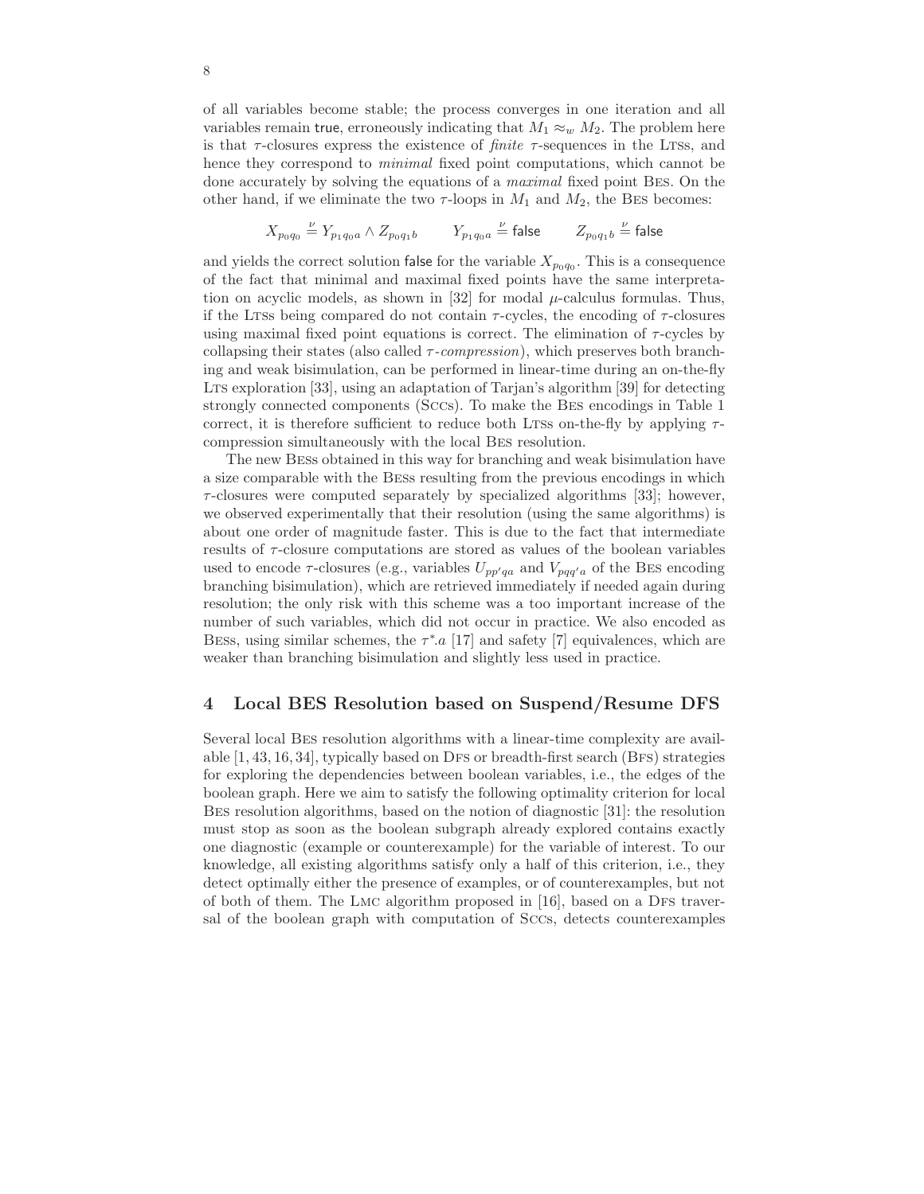of all variables become stable; the process converges in one iteration and all variables remain true, erroneously indicating that $M_1 \approx_w M_2$. The problem here is that $\tau$-closures express the existence of *finite* $\tau$-sequences in the LTSs, and hence they correspond to *minimal* fixed point computations, which cannot be done accurately by solving the equations of a *maximal* fixed point BES. On the other hand, if we eliminate the two $\tau$-loops in $M_1$ and $M_2$, the BES becomes:

$$X_{p_0 q_0} \stackrel{\nu}{=} Y_{p_1 q_0 a} \wedge Z_{p_0 q_1 b} \qquad Y_{p_1 q_0 a} \stackrel{\nu}{=} \mathsf{false} \qquad Z_{p_0 q_1 b} \stackrel{\nu}{=} \mathsf{false}$$

and yields the correct solution false for the variable $X_{p_0 q_0}$. This is a consequence of the fact that minimal and maximal fixed points have the same interpretation on acyclic models, as shown in [32] for modal $\mu$-calculus formulas. Thus, if the LTSs being compared do not contain $\tau$-cycles, the encoding of $\tau$-closures using maximal fixed point equations is correct. The elimination of $\tau$-cycles by collapsing their states (also called *$\tau$-compression*), which preserves both branching and weak bisimulation, can be performed in linear-time during an on-the-fly LTS exploration [33], using an adaptation of Tarjan's algorithm [39] for detecting strongly connected components (SCCs). To make the BES encodings in Table 1 correct, it is therefore sufficient to reduce both LTSs on-the-fly by applying $\tau$-compression simultaneously with the local BES resolution.

The new BESs obtained in this way for branching and weak bisimulation have a size comparable with the BESs resulting from the previous encodings in which $\tau$-closures were computed separately by specialized algorithms [33]; however, we observed experimentally that their resolution (using the same algorithms) is about one order of magnitude faster. This is due to the fact that intermediate results of $\tau$-closure computations are stored as values of the boolean variables used to encode $\tau$-closures (e.g., variables $U_{pp'qa}$ and $V_{pqq'a}$ of the BES encoding branching bisimulation), which are retrieved immediately if needed again during resolution; the only risk with this scheme was a too important increase of the number of such variables, which did not occur in practice. We also encoded as BESs, using similar schemes, the $\tau^*.a$ [17] and safety [7] equivalences, which are weaker than branching bisimulation and slightly less used in practice.

## 4 Local BES Resolution based on Suspend/Resume DFS

Several local BES resolution algorithms with a linear-time complexity are available [1, 43, 16, 34], typically based on DFS or breadth-first search (BFS) strategies for exploring the dependencies between boolean variables, i.e., the edges of the boolean graph. Here we aim to satisfy the following optimality criterion for local BES resolution algorithms, based on the notion of diagnostic [31]: the resolution must stop as soon as the boolean subgraph already explored contains exactly one diagnostic (example or counterexample) for the variable of interest. To our knowledge, all existing algorithms satisfy only a half of this criterion, i.e., they detect optimally either the presence of examples, or of counterexamples, but not of both of them. The LMC algorithm proposed in [16], based on a DFS traversal of the boolean graph with computation of SCCs, detects counterexamples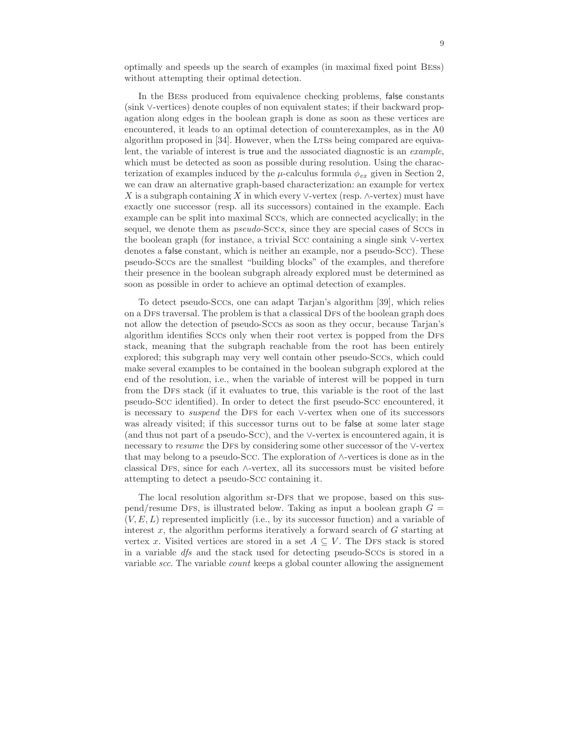optimally and speeds up the search of examples (in maximal fixed point Bess) without attempting their optimal detection.

In the Bess produced from equivalence checking problems, false constants (sink $\vee$-vertices) denote couples of non equivalent states; if their backward propagation along edges in the boolean graph is done as soon as these vertices are encountered, it leads to an optimal detection of counterexamples, as in the A0 algorithm proposed in [34]. However, when the Ltss being compared are equivalent, the variable of interest is true and the associated diagnostic is an *example*, which must be detected as soon as possible during resolution. Using the characterization of examples induced by the $\mu$-calculus formula $\phi_{ex}$ given in Section 2, we can draw an alternative graph-based characterization: an example for vertex $X$ is a subgraph containing $X$ in which every $\vee$-vertex (resp. $\wedge$-vertex) must have exactly one successor (resp. all its successors) contained in the example. Each example can be split into maximal Sccs, which are connected acyclically; in the sequel, we denote them as *pseudo-*Scc*s*, since they are special cases of Sccs in the boolean graph (for instance, a trivial Scc containing a single sink $\vee$-vertex denotes a false constant, which is neither an example, nor a pseudo-Scc). These pseudo-Sccs are the smallest "building blocks" of the examples, and therefore their presence in the boolean subgraph already explored must be determined as soon as possible in order to achieve an optimal detection of examples.

To detect pseudo-Sccs, one can adapt Tarjan's algorithm [39], which relies on a Dfs traversal. The problem is that a classical Dfs of the boolean graph does not allow the detection of pseudo-Sccs as soon as they occur, because Tarjan's algorithm identifies Sccs only when their root vertex is popped from the Dfs stack, meaning that the subgraph reachable from the root has been entirely explored; this subgraph may very well contain other pseudo-Sccs, which could make several examples to be contained in the boolean subgraph explored at the end of the resolution, i.e., when the variable of interest will be popped in turn from the Dfs stack (if it evaluates to true, this variable is the root of the last pseudo-Scc identified). In order to detect the first pseudo-Scc encountered, it is necessary to *suspend* the Dfs for each $\vee$-vertex when one of its successors was already visited; if this successor turns out to be false at some later stage (and thus not part of a pseudo-Scc), and the $\vee$-vertex is encountered again, it is necessary to *resume* the Dfs by considering some other successor of the $\vee$-vertex that may belong to a pseudo-Scc. The exploration of $\wedge$-vertices is done as in the classical Dfs, since for each $\wedge$-vertex, all its successors must be visited before attempting to detect a pseudo-Scc containing it.

The local resolution algorithm sr-Dfs that we propose, based on this suspend/resume Dfs, is illustrated below. Taking as input a boolean graph $G = (V, E, L)$ represented implicitly (i.e., by its successor function) and a variable of interest $x$, the algorithm performs iteratively a forward search of $G$ starting at vertex $x$. Visited vertices are stored in a set $A \subseteq V$. The Dfs stack is stored in a variable *dfs* and the stack used for detecting pseudo-Sccs is stored in a variable *scc*. The variable *count* keeps a global counter allowing the assignement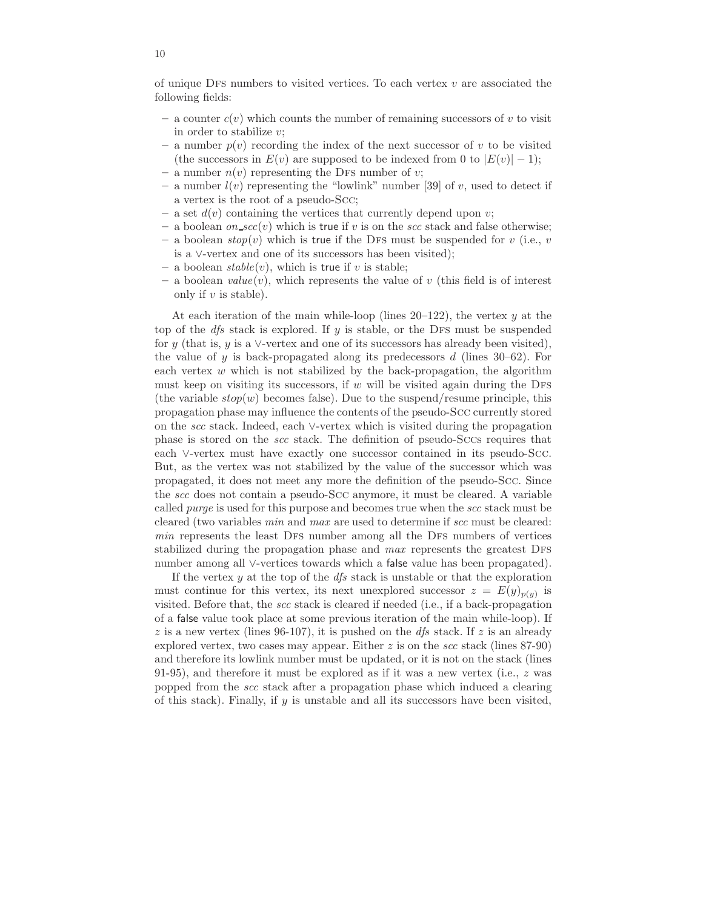of unique DFS numbers to visited vertices. To each vertex $v$ are associated the following fields:

- a counter $c(v)$ which counts the number of remaining successors of $v$ to visit in order to stabilize $v$;
- a number $p(v)$ recording the index of the next successor of $v$ to be visited (the successors in $E(v)$ are supposed to be indexed from 0 to $|E(v)| - 1$);
- a number $n(v)$ representing the DFS number of $v$;
- a number $l(v)$ representing the "lowlink" number [39] of $v$, used to detect if a vertex is the root of a pseudo-SCC;
- a set $d(v)$ containing the vertices that currently depend upon $v$;
- a boolean $on\_scc(v)$ which is true if $v$ is on the *scc* stack and false otherwise;
- a boolean $stop(v)$ which is true if the DFS must be suspended for $v$ (i.e., $v$ is a $\vee$-vertex and one of its successors has been visited);
- a boolean $stable(v)$, which is true if $v$ is stable;
- a boolean $value(v)$, which represents the value of $v$ (this field is of interest only if $v$ is stable).

At each iteration of the main while-loop (lines 20–122), the vertex $y$ at the top of the *dfs* stack is explored. If $y$ is stable, or the DFS must be suspended for $y$ (that is, $y$ is a $\vee$-vertex and one of its successors has already been visited), the value of $y$ is back-propagated along its predecessors $d$ (lines 30–62). For each vertex $w$ which is not stabilized by the back-propagation, the algorithm must keep on visiting its successors, if $w$ will be visited again during the DFS (the variable $stop(w)$ becomes false). Due to the suspend/resume principle, this propagation phase may influence the contents of the pseudo-SCC currently stored on the *scc* stack. Indeed, each $\vee$-vertex which is visited during the propagation phase is stored on the *scc* stack. The definition of pseudo-SCCs requires that each $\vee$-vertex must have exactly one successor contained in its pseudo-SCC. But, as the vertex was not stabilized by the value of the successor which was propagated, it does not meet any more the definition of the pseudo-SCC. Since the *scc* does not contain a pseudo-SCC anymore, it must be cleared. A variable called *purge* is used for this purpose and becomes true when the *scc* stack must be cleared (two variables $min$ and $max$ are used to determine if *scc* must be cleared: $min$ represents the least DFS number among all the DFS numbers of vertices stabilized during the propagation phase and $max$ represents the greatest DFS number among all $\vee$-vertices towards which a false value has been propagated).

If the vertex $y$ at the top of the *dfs* stack is unstable or that the exploration must continue for this vertex, its next unexplored successor $z = E(y)_{p(y)}$ is visited. Before that, the *scc* stack is cleared if needed (i.e., if a back-propagation of a false value took place at some previous iteration of the main while-loop). If $z$ is a new vertex (lines 96-107), it is pushed on the *dfs* stack. If $z$ is an already explored vertex, two cases may appear. Either $z$ is on the *scc* stack (lines 87-90) and therefore its lowlink number must be updated, or it is not on the stack (lines 91-95), and therefore it must be explored as if it was a new vertex (i.e., $z$ was popped from the *scc* stack after a propagation phase which induced a clearing of this stack). Finally, if $y$ is unstable and all its successors have been visited,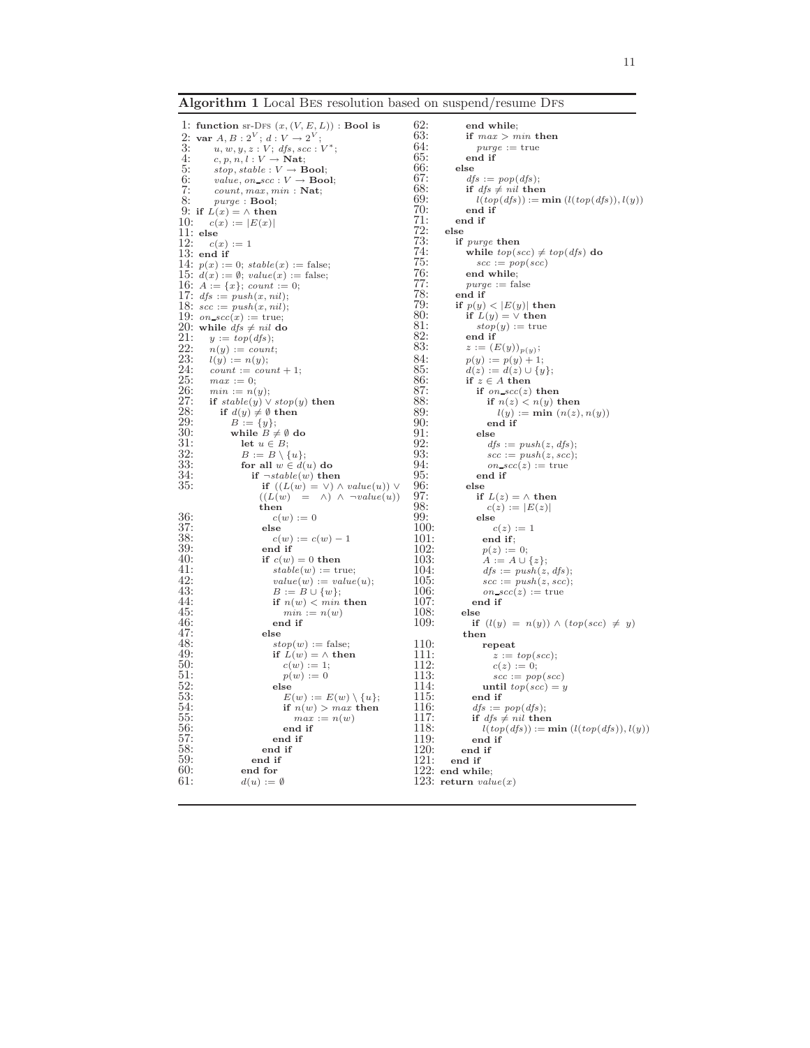**Algorithm 1** Local Bes resolution based on suspend/resume Dfs

```
1:  function sr-Dfs (x, (V, E, L)) : Bool is
2:  var A, B : 2^V ; d : V → 2^V ;
3:      u, w, y, z : V; dfs, scc : V*;
4:      c, p, n, l : V → Nat;
5:      stop, stable : V → Bool;
6:      value, on_scc : V → Bool;
7:      count, max, min : Nat;
8:      purge : Bool;
9:  if L(x) = ∧ then
10:     c(x) := |E(x)|
11: else
12:     c(x) := 1
13: end if
14: p(x) := 0; stable(x) := false;
15: d(x) := ∅; value(x) := false;
16: A := {x}; count := 0;
17: dfs := push(x, nil);
18: scc := push(x, nil);
19: on_scc(x) := true;
20: while dfs ≠ nil do
21:     y := top(dfs);
22:     n(y) := count;
23:     l(y) := n(y);
24:     count := count + 1;
25:     max := 0;
26:     min := n(y);
27:     if stable(y) ∨ stop(y) then
28:         if d(y) ≠ ∅ then
29:             B := {y};
30:             while B ≠ ∅ do
31:                 let u ∈ B;
32:                 B := B \ {u};
33:                 for all w ∈ d(u) do
34:                     if ¬stable(w) then
35:                         if ((L(w) = ∨) ∧ value(u)) ∨
                               ((L(w) = ∧) ∧ ¬value(u))
                            then
36:                             c(w) := 0
37:                         else
38:                             c(w) := c(w) − 1
39:                         end if
40:                         if c(w) = 0 then
41:                             stable(w) := true;
42:                             value(w) := value(u);
43:                             B := B ∪ {w};
44:                             if n(w) < min then
45:                                 min := n(w)
46:                             end if
47:                         else
48:                             stop(w) := false;
49:                             if L(w) = ∧ then
50:                                 c(w) := 1;
51:                                 p(w) := 0
52:                             else
53:                                 E(w) := E(w) \ {u};
54:                                 if n(w) > max then
55:                                     max := n(w)
56:                                 end if
57:                             end if
58:                         end if
59:                     end if
60:                 end for
61:                 d(u) := ∅
62:             end while;
63:             if max > min then
64:                 purge := true
65:             end if
66:         else
67:             dfs := pop(dfs);
68:             if dfs ≠ nil then
69:                 l(top(dfs)) := min (l(top(dfs)), l(y))
70:             end if
71:         end if
72:     else
73:         if purge then
74:             while top(scc) ≠ top(dfs) do
75:                 scc := pop(scc)
76:             end while;
77:             purge := false
78:         end if
79:         if p(y) < |E(y)| then
80:             if L(y) = ∨ then
81:                 stop(y) := true
82:             end if
83:             z := (E(y))_{p(y)};
84:             p(y) := p(y) + 1;
85:             d(z) := d(z) ∪ {y};
86:             if z ∈ A then
87:                 if on_scc(z) then
88:                     if n(z) < n(y) then
89:                         l(y) := min (n(z), n(y))
90:                     end if
91:                 else
92:                     dfs := push(z, dfs);
93:                     scc := push(z, scc);
94:                     on_scc(z) := true
95:                 end if
96:             else
97:                 if L(z) = ∧ then
98:                     c(z) := |E(z)|
99:                 else
100:                    c(z) := 1
101:                end if;
102:                p(z) := 0;
103:                A := A ∪ {z};
104:                dfs := push(z, dfs);
105:                scc := push(z, scc);
106:                on_scc(z) := true
107:            end if
108:        else
109:            if (l(y) = n(y)) ∧ (top(scc) ≠ y)
               then
110:               repeat
111:                   z := top(scc);
112:                   c(z) := 0;
113:                   scc := pop(scc)
114:               until top(scc) = y
115:           end if
116:           dfs := pop(dfs);
117:           if dfs ≠ nil then
118:               l(top(dfs)) := min (l(top(dfs)), l(y))
119:           end if
120:       end if
121:   end if
122: end while;
123: return value(x)
```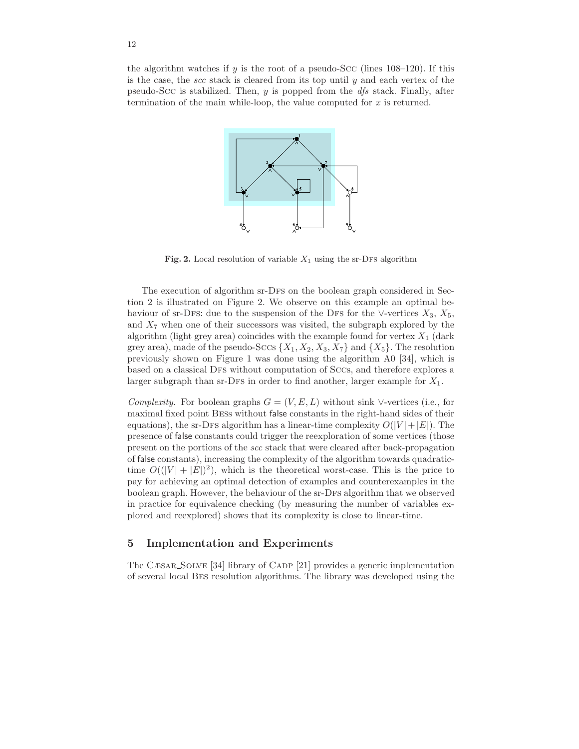the algorithm watches if $y$ is the root of a pseudo-Scc (lines 108–120). If this is the case, the *scc* stack is cleared from its top until $y$ and each vertex of the pseudo-Scc is stabilized. Then, $y$ is popped from the *dfs* stack. Finally, after termination of the main while-loop, the value computed for $x$ is returned.

**Fig. 2.** Local resolution of variable $X_1$ using the sr-Dfs algorithm

The execution of algorithm sr-Dfs on the boolean graph considered in Section 2 is illustrated on Figure 2. We observe on this example an optimal behaviour of sr-Dfs: due to the suspension of the Dfs for the $\vee$-vertices $X_3$, $X_5$, and $X_7$ when one of their successors was visited, the subgraph explored by the algorithm (light grey area) coincides with the example found for vertex $X_1$ (dark grey area), made of the pseudo-Sccs $\{X_1, X_2, X_3, X_7\}$ and $\{X_5\}$. The resolution previously shown on Figure 1 was done using the algorithm A0 [34], which is based on a classical Dfs without computation of Sccs, and therefore explores a larger subgraph than sr-Dfs in order to find another, larger example for $X_1$.

*Complexity.* For boolean graphs $G = (V, E, L)$ without sink $\vee$-vertices (i.e., for maximal fixed point Bess without false constants in the right-hand sides of their equations), the sr-Dfs algorithm has a linear-time complexity $O(|V| + |E|)$. The presence of false constants could trigger the reexploration of some vertices (those present on the portions of the *scc* stack that were cleared after back-propagation of false constants), increasing the complexity of the algorithm towards quadratic-time $O((|V| + |E|)^2)$, which is the theoretical worst-case. This is the price to pay for achieving an optimal detection of examples and counterexamples in the boolean graph. However, the behaviour of the sr-Dfs algorithm that we observed in practice for equivalence checking (by measuring the number of variables explored and reexplored) shows that its complexity is close to linear-time.

## 5 Implementation and Experiments

The Cæsar_Solve [34] library of Cadp [21] provides a generic implementation of several local Bes resolution algorithms. The library was developed using the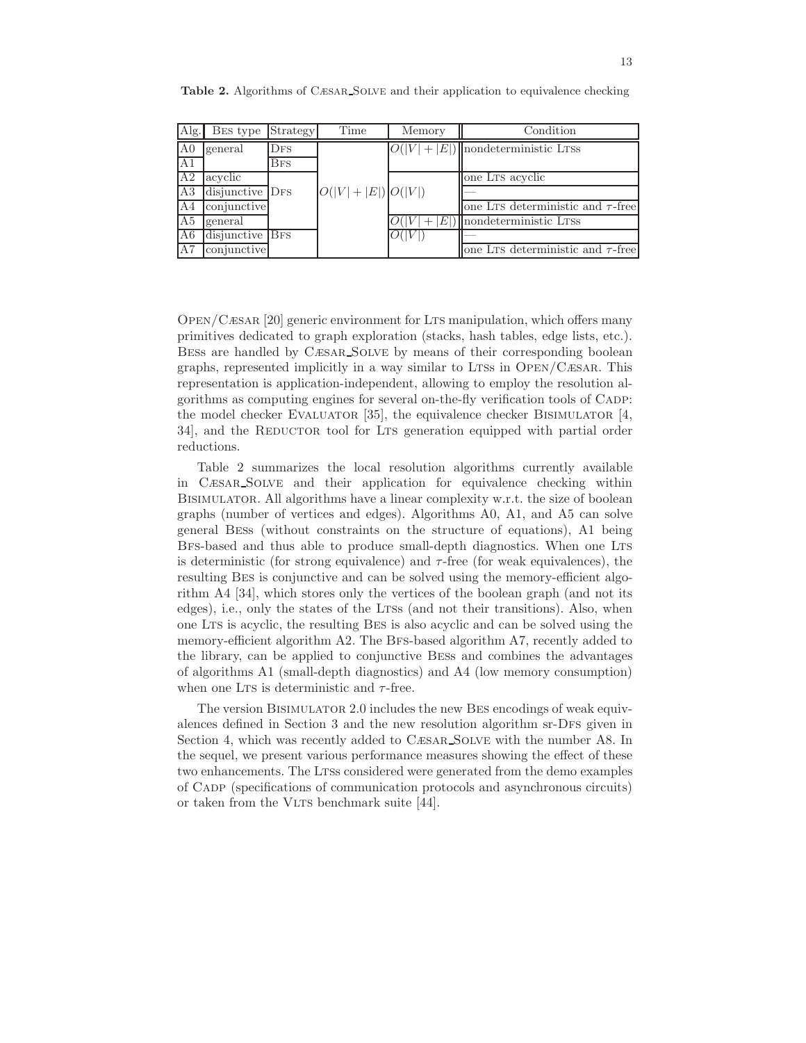**Table 2.** Algorithms of CÆSAR_SOLVE and their application to equivalence checking

| Alg. | BES type | Strategy | Time | Memory | Condition |
|---|---|---|---|---|---|
| A0 | general | DFS | $O(\lvert V\rvert + \lvert E\rvert)$ | $O(\lvert V\rvert + \lvert E\rvert)$ | nondeterministic LTSs |
| A1 | | BFS | | | |
| A2 | acyclic | DFS | | $O(\lvert V\rvert)$ | one LTS acyclic |
| A3 | disjunctive | | | | — |
| A4 | conjunctive | | | | one LTS deterministic and $\tau$-free |
| A5 | general | BFS | | $O(\lvert V\rvert + \lvert E\rvert)$ | nondeterministic LTSs |
| A6 | disjunctive | | | $O(\lvert V\rvert)$ | — |
| A7 | conjunctive | | | | one LTS deterministic and $\tau$-free |

OPEN/CÆSAR [20] generic environment for LTS manipulation, which offers many primitives dedicated to graph exploration (stacks, hash tables, edge lists, etc.). BESs are handled by CÆSAR_SOLVE by means of their corresponding boolean graphs, represented implicitly in a way similar to LTSs in OPEN/CÆSAR. This representation is application-independent, allowing to employ the resolution algorithms as computing engines for several on-the-fly verification tools of CADP: the model checker EVALUATOR [35], the equivalence checker BISIMULATOR [4, 34], and the REDUCTOR tool for LTS generation equipped with partial order reductions.

Table 2 summarizes the local resolution algorithms currently available in CÆSAR_SOLVE and their application for equivalence checking within BISIMULATOR. All algorithms have a linear complexity w.r.t. the size of boolean graphs (number of vertices and edges). Algorithms A0, A1, and A5 can solve general BESs (without constraints on the structure of equations), A1 being BFS-based and thus able to produce small-depth diagnostics. When one LTS is deterministic (for strong equivalence) and $\tau$-free (for weak equivalences), the resulting BES is conjunctive and can be solved using the memory-efficient algorithm A4 [34], which stores only the vertices of the boolean graph (and not its edges), i.e., only the states of the LTSs (and not their transitions). Also, when one LTS is acyclic, the resulting BES is also acyclic and can be solved using the memory-efficient algorithm A2. The BFS-based algorithm A7, recently added to the library, can be applied to conjunctive BESs and combines the advantages of algorithms A1 (small-depth diagnostics) and A4 (low memory consumption) when one LTS is deterministic and $\tau$-free.

The version BISIMULATOR 2.0 includes the new BES encodings of weak equivalences defined in Section 3 and the new resolution algorithm sr-DFS given in Section 4, which was recently added to CÆSAR_SOLVE with the number A8. In the sequel, we present various performance measures showing the effect of these two enhancements. The LTSs considered were generated from the demo examples of CADP (specifications of communication protocols and asynchronous circuits) or taken from the VLTS benchmark suite [44].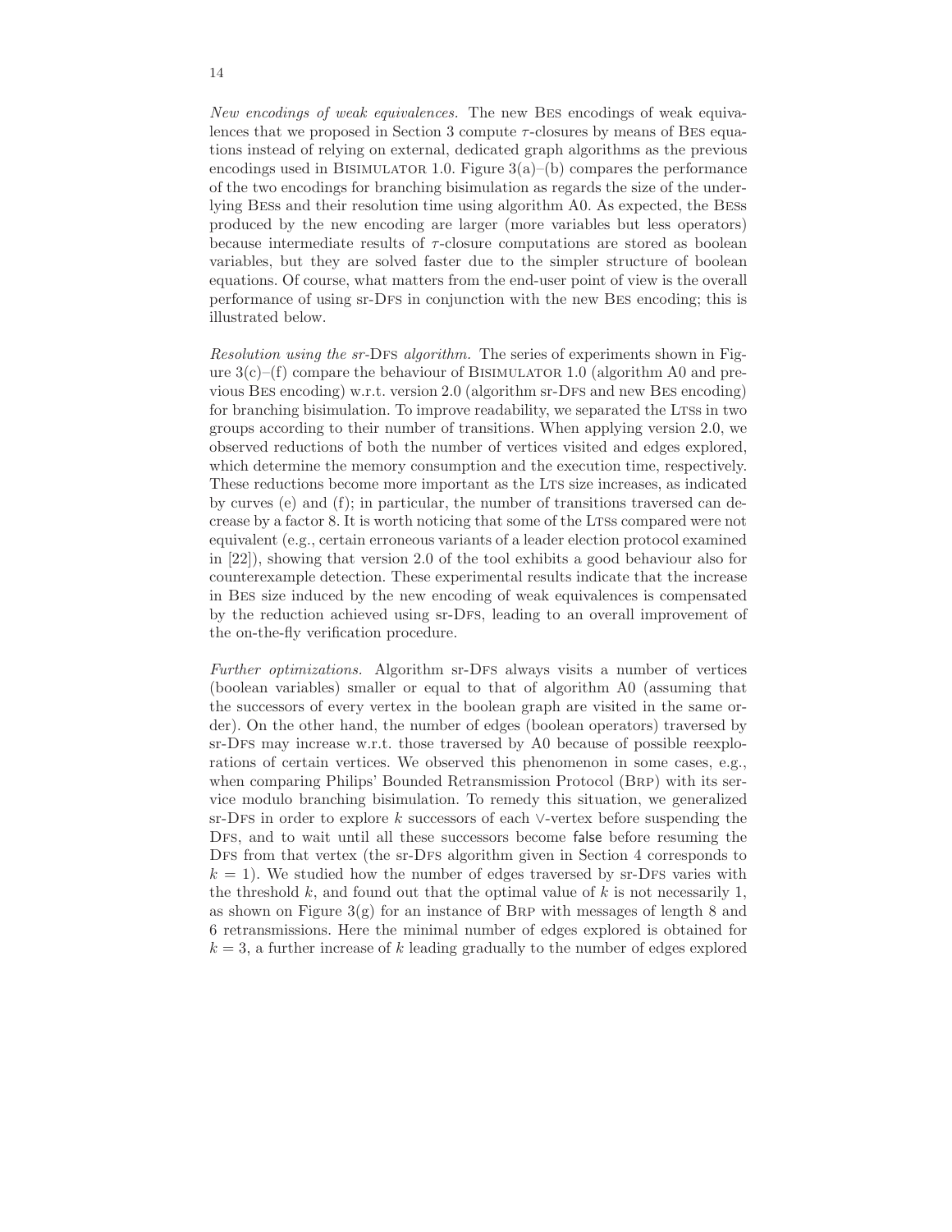*New encodings of weak equivalences.* The new BES encodings of weak equivalences that we proposed in Section 3 compute $\tau$-closures by means of BES equations instead of relying on external, dedicated graph algorithms as the previous encodings used in BISIMULATOR 1.0. Figure 3(a)–(b) compares the performance of the two encodings for branching bisimulation as regards the size of the underlying BESs and their resolution time using algorithm A0. As expected, the BESs produced by the new encoding are larger (more variables but less operators) because intermediate results of $\tau$-closure computations are stored as boolean variables, but they are solved faster due to the simpler structure of boolean equations. Of course, what matters from the end-user point of view is the overall performance of using sr-DFS in conjunction with the new BES encoding; this is illustrated below.

*Resolution using the sr-*DFS *algorithm.* The series of experiments shown in Figure 3(c)–(f) compare the behaviour of BISIMULATOR 1.0 (algorithm A0 and previous BES encoding) w.r.t. version 2.0 (algorithm sr-DFS and new BES encoding) for branching bisimulation. To improve readability, we separated the LTSs in two groups according to their number of transitions. When applying version 2.0, we observed reductions of both the number of vertices visited and edges explored, which determine the memory consumption and the execution time, respectively. These reductions become more important as the LTS size increases, as indicated by curves (e) and (f); in particular, the number of transitions traversed can decrease by a factor 8. It is worth noticing that some of the LTSs compared were not equivalent (e.g., certain erroneous variants of a leader election protocol examined in [22]), showing that version 2.0 of the tool exhibits a good behaviour also for counterexample detection. These experimental results indicate that the increase in BES size induced by the new encoding of weak equivalences is compensated by the reduction achieved using sr-DFS, leading to an overall improvement of the on-the-fly verification procedure.

*Further optimizations.* Algorithm sr-DFS always visits a number of vertices (boolean variables) smaller or equal to that of algorithm A0 (assuming that the successors of every vertex in the boolean graph are visited in the same order). On the other hand, the number of edges (boolean operators) traversed by sr-DFS may increase w.r.t. those traversed by A0 because of possible reexplorations of certain vertices. We observed this phenomenon in some cases, e.g., when comparing Philips' Bounded Retransmission Protocol (BRP) with its service modulo branching bisimulation. To remedy this situation, we generalized sr-DFS in order to explore $k$ successors of each $\vee$-vertex before suspending the DFS, and to wait until all these successors become false before resuming the DFS from that vertex (the sr-DFS algorithm given in Section 4 corresponds to $k = 1$). We studied how the number of edges traversed by sr-DFS varies with the threshold $k$, and found out that the optimal value of $k$ is not necessarily 1, as shown on Figure 3(g) for an instance of BRP with messages of length 8 and 6 retransmissions. Here the minimal number of edges explored is obtained for $k = 3$, a further increase of $k$ leading gradually to the number of edges explored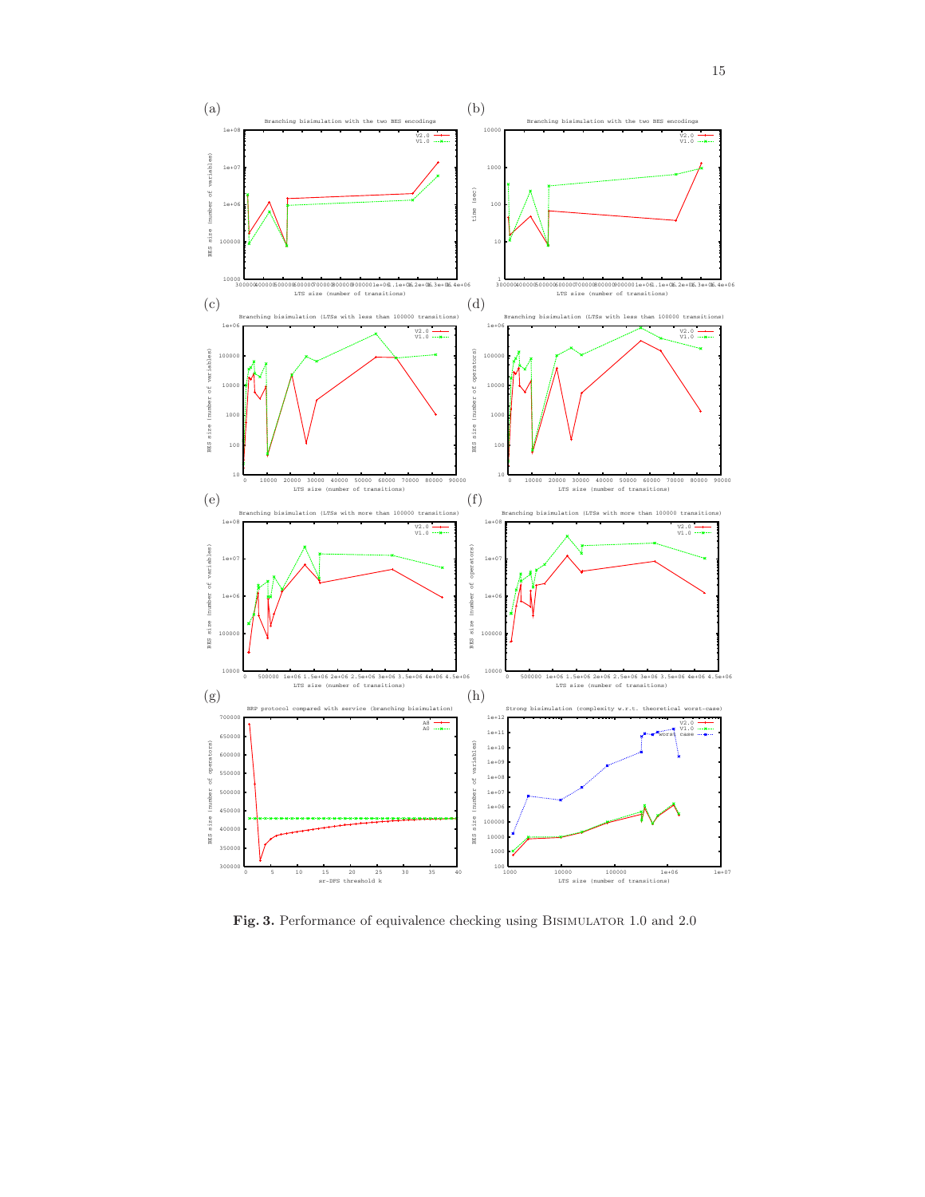**Fig. 3.** Performance of equivalence checking using BISIMULATOR 1.0 and 2.0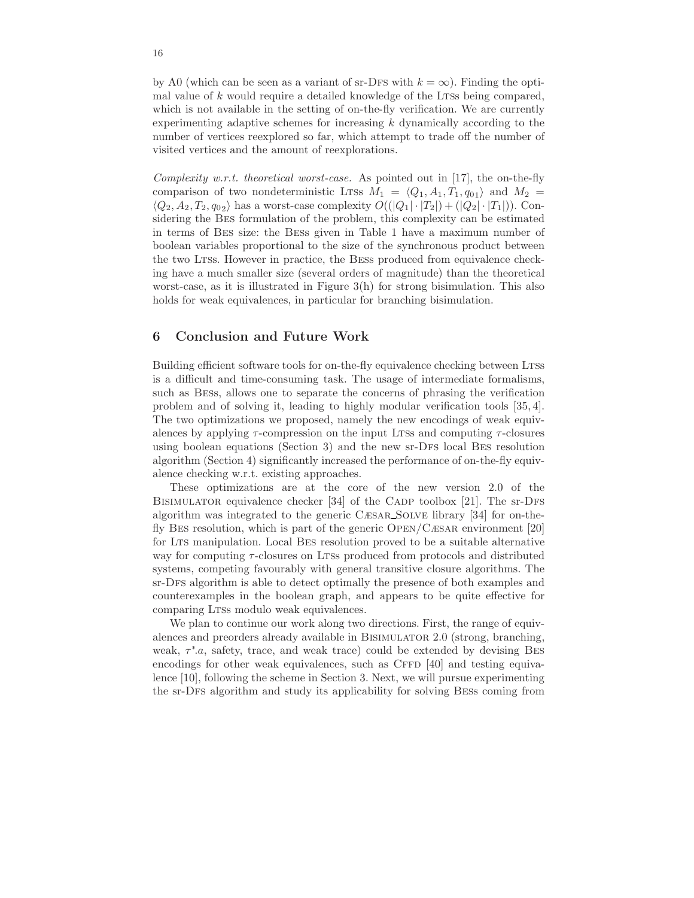by A0 (which can be seen as a variant of sr-DFS with $k = \infty$). Finding the optimal value of $k$ would require a detailed knowledge of the LTSs being compared, which is not available in the setting of on-the-fly verification. We are currently experimenting adaptive schemes for increasing $k$ dynamically according to the number of vertices reexplored so far, which attempt to trade off the number of visited vertices and the amount of reexplorations.

*Complexity w.r.t. theoretical worst-case.* As pointed out in [17], the on-the-fly comparison of two nondeterministic LTSs $M_1 = \langle Q_1, A_1, T_1, q_{01} \rangle$ and $M_2 = \langle Q_2, A_2, T_2, q_{02} \rangle$ has a worst-case complexity $O((|Q_1| \cdot |T_2|) + (|Q_2| \cdot |T_1|))$. Considering the BES formulation of the problem, this complexity can be estimated in terms of BES size: the BESs given in Table 1 have a maximum number of boolean variables proportional to the size of the synchronous product between the two LTSs. However in practice, the BESs produced from equivalence checking have a much smaller size (several orders of magnitude) than the theoretical worst-case, as it is illustrated in Figure 3(h) for strong bisimulation. This also holds for weak equivalences, in particular for branching bisimulation.

## 6 Conclusion and Future Work

Building efficient software tools for on-the-fly equivalence checking between LTSs is a difficult and time-consuming task. The usage of intermediate formalisms, such as BESs, allows one to separate the concerns of phrasing the verification problem and of solving it, leading to highly modular verification tools [35, 4]. The two optimizations we proposed, namely the new encodings of weak equivalences by applying $\tau$-compression on the input LTSs and computing $\tau$-closures using boolean equations (Section 3) and the new sr-DFS local BES resolution algorithm (Section 4) significantly increased the performance of on-the-fly equivalence checking w.r.t. existing approaches.

These optimizations are at the core of the new version 2.0 of the BISIMULATOR equivalence checker [34] of the CADP toolbox [21]. The sr-DFS algorithm was integrated to the generic CÆSAR_SOLVE library [34] for on-the-fly BES resolution, which is part of the generic OPEN/CÆSAR environment [20] for LTS manipulation. Local BES resolution proved to be a suitable alternative way for computing $\tau$-closures on LTSs produced from protocols and distributed systems, competing favourably with general transitive closure algorithms. The sr-DFS algorithm is able to detect optimally the presence of both examples and counterexamples in the boolean graph, and appears to be quite effective for comparing LTSs modulo weak equivalences.

We plan to continue our work along two directions. First, the range of equivalences and preorders already available in BISIMULATOR 2.0 (strong, branching, weak, $\tau^*.a$, safety, trace, and weak trace) could be extended by devising BES encodings for other weak equivalences, such as CFFD [40] and testing equivalence [10], following the scheme in Section 3. Next, we will pursue experimenting the sr-DFS algorithm and study its applicability for solving BESs coming from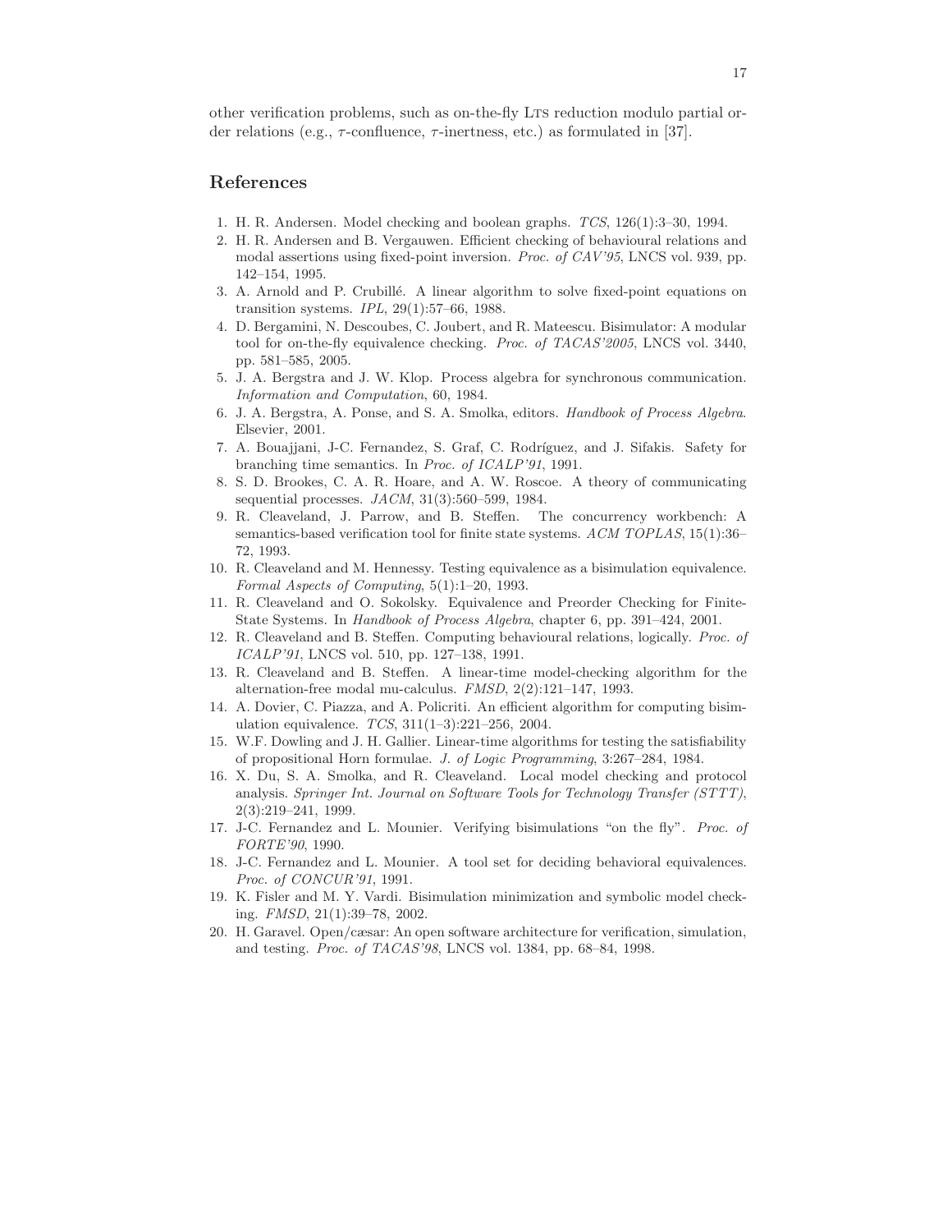other verification problems, such as on-the-fly LTS reduction modulo partial order relations (e.g., $\tau$-confluence, $\tau$-inertness, etc.) as formulated in [37].

## References

1. H. R. Andersen. Model checking and boolean graphs. *TCS*, 126(1):3–30, 1994.
2. H. R. Andersen and B. Vergauwen. Efficient checking of behavioural relations and modal assertions using fixed-point inversion. *Proc. of CAV'95*, LNCS vol. 939, pp. 142–154, 1995.
3. A. Arnold and P. Crubillé. A linear algorithm to solve fixed-point equations on transition systems. *IPL*, 29(1):57–66, 1988.
4. D. Bergamini, N. Descoubes, C. Joubert, and R. Mateescu. Bisimulator: A modular tool for on-the-fly equivalence checking. *Proc. of TACAS'2005*, LNCS vol. 3440, pp. 581–585, 2005.
5. J. A. Bergstra and J. W. Klop. Process algebra for synchronous communication. *Information and Computation*, 60, 1984.
6. J. A. Bergstra, A. Ponse, and S. A. Smolka, editors. *Handbook of Process Algebra*. Elsevier, 2001.
7. A. Bouajjani, J-C. Fernandez, S. Graf, C. Rodríguez, and J. Sifakis. Safety for branching time semantics. In *Proc. of ICALP'91*, 1991.
8. S. D. Brookes, C. A. R. Hoare, and A. W. Roscoe. A theory of communicating sequential processes. *JACM*, 31(3):560–599, 1984.
9. R. Cleaveland, J. Parrow, and B. Steffen. The concurrency workbench: A semantics-based verification tool for finite state systems. *ACM TOPLAS*, 15(1):36–72, 1993.
10. R. Cleaveland and M. Hennessy. Testing equivalence as a bisimulation equivalence. *Formal Aspects of Computing*, 5(1):1–20, 1993.
11. R. Cleaveland and O. Sokolsky. Equivalence and Preorder Checking for Finite-State Systems. In *Handbook of Process Algebra*, chapter 6, pp. 391–424, 2001.
12. R. Cleaveland and B. Steffen. Computing behavioural relations, logically. *Proc. of ICALP'91*, LNCS vol. 510, pp. 127–138, 1991.
13. R. Cleaveland and B. Steffen. A linear-time model-checking algorithm for the alternation-free modal mu-calculus. *FMSD*, 2(2):121–147, 1993.
14. A. Dovier, C. Piazza, and A. Policriti. An efficient algorithm for computing bisimulation equivalence. *TCS*, 311(1–3):221–256, 2004.
15. W.F. Dowling and J. H. Gallier. Linear-time algorithms for testing the satisfiability of propositional Horn formulae. *J. of Logic Programming*, 3:267–284, 1984.
16. X. Du, S. A. Smolka, and R. Cleaveland. Local model checking and protocol analysis. *Springer Int. Journal on Software Tools for Technology Transfer (STTT)*, 2(3):219–241, 1999.
17. J-C. Fernandez and L. Mounier. Verifying bisimulations "on the fly". *Proc. of FORTE'90*, 1990.
18. J-C. Fernandez and L. Mounier. A tool set for deciding behavioral equivalences. *Proc. of CONCUR'91*, 1991.
19. K. Fisler and M. Y. Vardi. Bisimulation minimization and symbolic model checking. *FMSD*, 21(1):39–78, 2002.
20. H. Garavel. Open/cæsar: An open software architecture for verification, simulation, and testing. *Proc. of TACAS'98*, LNCS vol. 1384, pp. 68–84, 1998.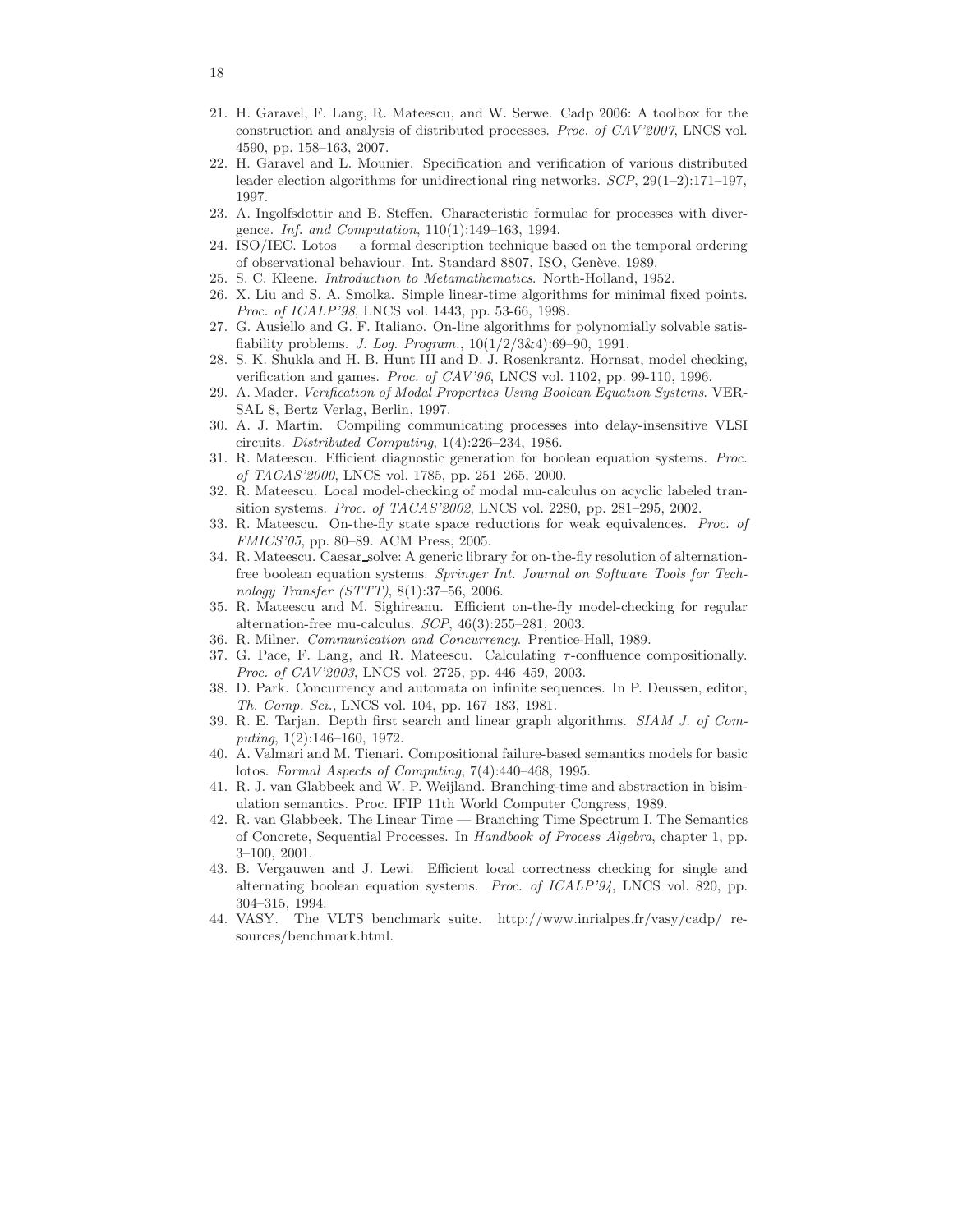21. H. Garavel, F. Lang, R. Mateescu, and W. Serwe. Cadp 2006: A toolbox for the construction and analysis of distributed processes. *Proc. of CAV'2007*, LNCS vol. 4590, pp. 158–163, 2007.
22. H. Garavel and L. Mounier. Specification and verification of various distributed leader election algorithms for unidirectional ring networks. *SCP*, 29(1–2):171–197, 1997.
23. A. Ingolfsdottir and B. Steffen. Characteristic formulae for processes with divergence. *Inf. and Computation*, 110(1):149–163, 1994.
24. ISO/IEC. Lotos — a formal description technique based on the temporal ordering of observational behaviour. Int. Standard 8807, ISO, Genève, 1989.
25. S. C. Kleene. *Introduction to Metamathematics*. North-Holland, 1952.
26. X. Liu and S. A. Smolka. Simple linear-time algorithms for minimal fixed points. *Proc. of ICALP'98*, LNCS vol. 1443, pp. 53-66, 1998.
27. G. Ausiello and G. F. Italiano. On-line algorithms for polynomially solvable satisfiability problems. *J. Log. Program.*, 10(1/2/3&4):69–90, 1991.
28. S. K. Shukla and H. B. Hunt III and D. J. Rosenkrantz. Hornsat, model checking, verification and games. *Proc. of CAV'96*, LNCS vol. 1102, pp. 99-110, 1996.
29. A. Mader. *Verification of Modal Properties Using Boolean Equation Systems*. VERSAL 8, Bertz Verlag, Berlin, 1997.
30. A. J. Martin. Compiling communicating processes into delay-insensitive VLSI circuits. *Distributed Computing*, 1(4):226–234, 1986.
31. R. Mateescu. Efficient diagnostic generation for boolean equation systems. *Proc. of TACAS'2000*, LNCS vol. 1785, pp. 251–265, 2000.
32. R. Mateescu. Local model-checking of modal mu-calculus on acyclic labeled transition systems. *Proc. of TACAS'2002*, LNCS vol. 2280, pp. 281–295, 2002.
33. R. Mateescu. On-the-fly state space reductions for weak equivalences. *Proc. of FMICS'05*, pp. 80–89. ACM Press, 2005.
34. R. Mateescu. Caesar_solve: A generic library for on-the-fly resolution of alternation-free boolean equation systems. *Springer Int. Journal on Software Tools for Technology Transfer (STTT)*, 8(1):37–56, 2006.
35. R. Mateescu and M. Sighireanu. Efficient on-the-fly model-checking for regular alternation-free mu-calculus. *SCP*, 46(3):255–281, 2003.
36. R. Milner. *Communication and Concurrency*. Prentice-Hall, 1989.
37. G. Pace, F. Lang, and R. Mateescu. Calculating $\tau$-confluence compositionally. *Proc. of CAV'2003*, LNCS vol. 2725, pp. 446–459, 2003.
38. D. Park. Concurrency and automata on infinite sequences. In P. Deussen, editor, *Th. Comp. Sci.*, LNCS vol. 104, pp. 167–183, 1981.
39. R. E. Tarjan. Depth first search and linear graph algorithms. *SIAM J. of Computing*, 1(2):146–160, 1972.
40. A. Valmari and M. Tienari. Compositional failure-based semantics models for basic lotos. *Formal Aspects of Computing*, 7(4):440–468, 1995.
41. R. J. van Glabbeek and W. P. Weijland. Branching-time and abstraction in bisimulation semantics. Proc. IFIP 11th World Computer Congress, 1989.
42. R. van Glabbeek. The Linear Time — Branching Time Spectrum I. The Semantics of Concrete, Sequential Processes. In *Handbook of Process Algebra*, chapter 1, pp. 3–100, 2001.
43. B. Vergauwen and J. Lewi. Efficient local correctness checking for single and alternating boolean equation systems. *Proc. of ICALP'94*, LNCS vol. 820, pp. 304–315, 1994.
44. VASY. The VLTS benchmark suite. http://www.inrialpes.fr/vasy/cadp/ resources/benchmark.html.